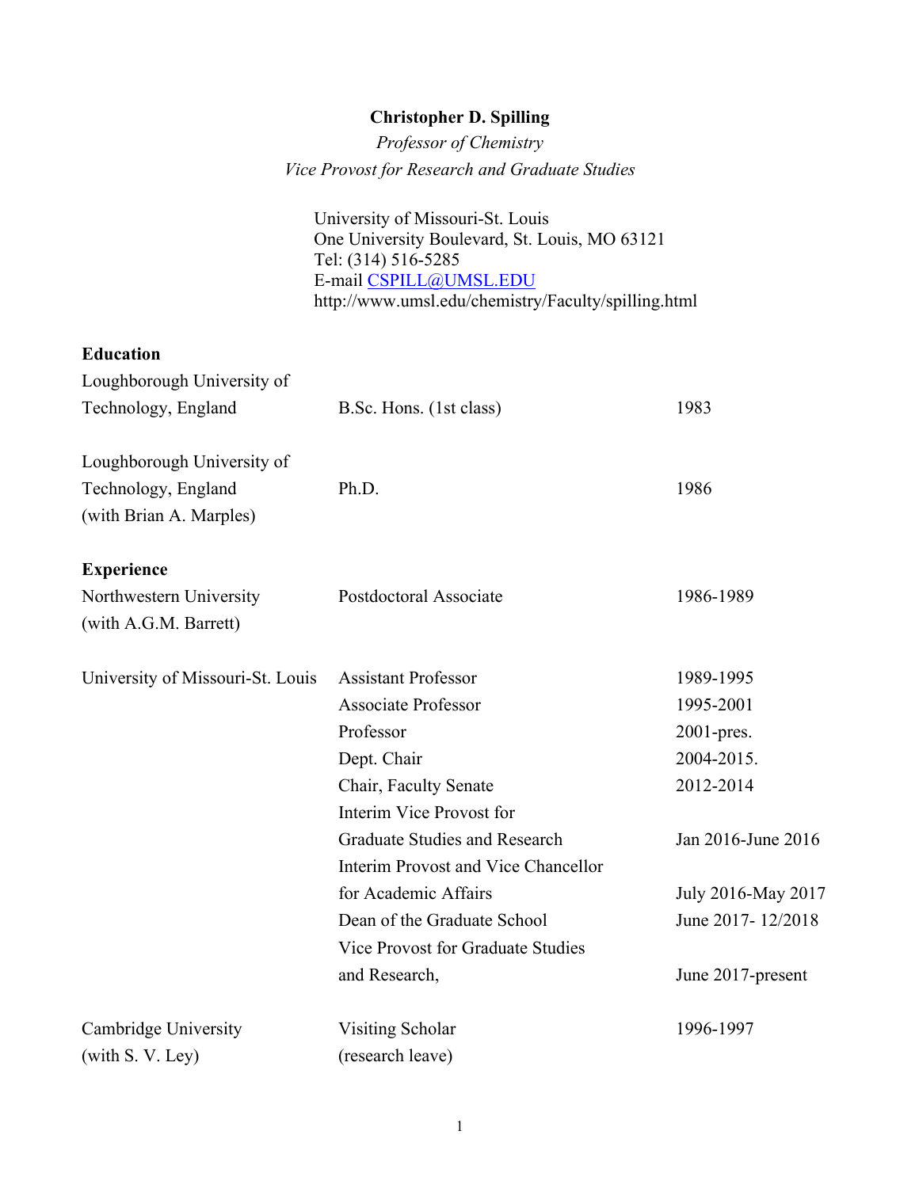**Christopher D. Spilling**

*Professor of Chemistry*

*Vice Provost for Research and Graduate Studies*

University of Missouri-St. Louis
One University Boulevard, St. Louis, MO 63121
Tel: (314) 516-5285
E-mail CSPILL@UMSL.EDU
http://www.umsl.edu/chemistry/Faculty/spilling.html

## Education

| | | |
|---|---|---|
| Loughborough University of Technology, England | B.Sc. Hons. (1st class) | 1983 |
| Loughborough University of Technology, England (with Brian A. Marples) | Ph.D. | 1986 |

## Experience

| | | |
|---|---|---|
| Northwestern University (with A.G.M. Barrett) | Postdoctoral Associate | 1986-1989 |
| University of Missouri-St. Louis | Assistant Professor | 1989-1995 |
| | Associate Professor | 1995-2001 |
| | Professor | 2001-pres. |
| | Dept. Chair | 2004-2015. |
| | Chair, Faculty Senate | 2012-2014 |
| | Interim Vice Provost for Graduate Studies and Research | Jan 2016-June 2016 |
| | Interim Provost and Vice Chancellor for Academic Affairs | July 2016-May 2017 |
| | Dean of the Graduate School | June 2017- 12/2018 |
| | Vice Provost for Graduate Studies and Research, | June 2017-present |
| Cambridge University (with S. V. Ley) | Visiting Scholar (research leave) | 1996-1997 |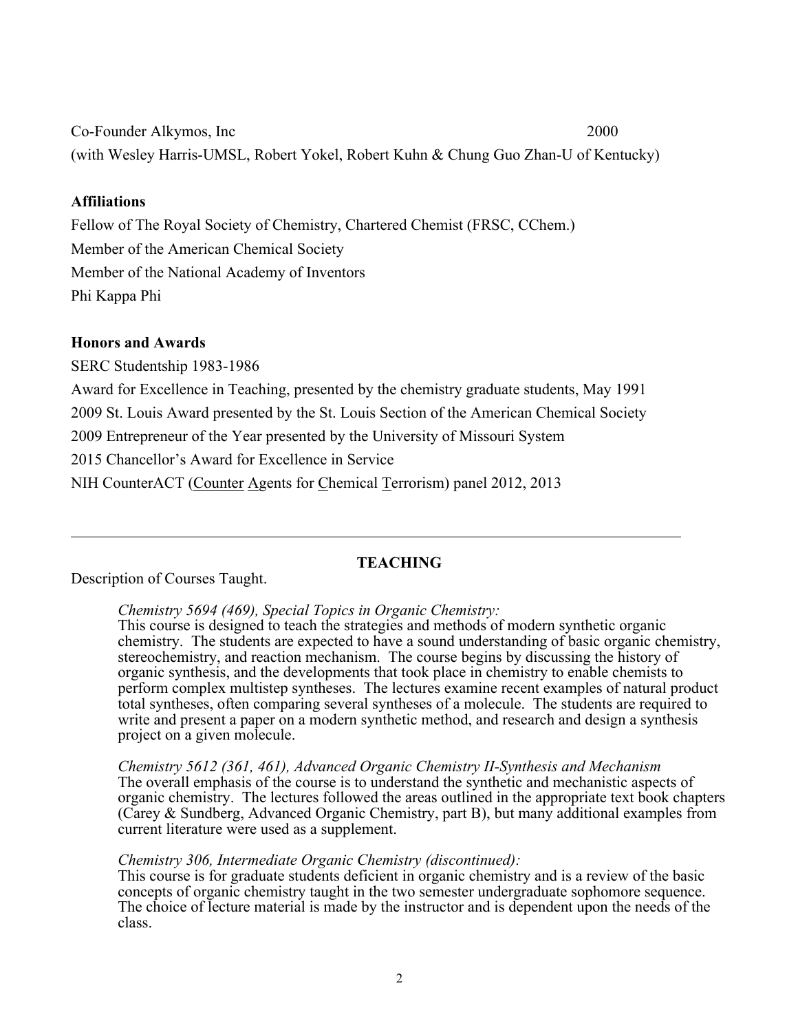Co-Founder Alkymos, Inc 2000
(with Wesley Harris-UMSL, Robert Yokel, Robert Kuhn & Chung Guo Zhan-U of Kentucky)

**Affiliations**

Fellow of The Royal Society of Chemistry, Chartered Chemist (FRSC, CChem.)
Member of the American Chemical Society
Member of the National Academy of Inventors
Phi Kappa Phi

**Honors and Awards**

SERC Studentship 1983-1986
Award for Excellence in Teaching, presented by the chemistry graduate students, May 1991
2009 St. Louis Award presented by the St. Louis Section of the American Chemical Society
2009 Entrepreneur of the Year presented by the University of Missouri System
2015 Chancellor's Award for Excellence in Service
NIH CounterACT (Counter Agents for Chemical Terrorism) panel 2012, 2013

---

## TEACHING

Description of Courses Taught.

*Chemistry 5694 (469), Special Topics in Organic Chemistry:*
This course is designed to teach the strategies and methods of modern synthetic organic chemistry. The students are expected to have a sound understanding of basic organic chemistry, stereochemistry, and reaction mechanism. The course begins by discussing the history of organic synthesis, and the developments that took place in chemistry to enable chemists to perform complex multistep syntheses. The lectures examine recent examples of natural product total syntheses, often comparing several syntheses of a molecule. The students are required to write and present a paper on a modern synthetic method, and research and design a synthesis project on a given molecule.

*Chemistry 5612 (361, 461), Advanced Organic Chemistry II-Synthesis and Mechanism*
The overall emphasis of the course is to understand the synthetic and mechanistic aspects of organic chemistry. The lectures followed the areas outlined in the appropriate text book chapters (Carey & Sundberg, Advanced Organic Chemistry, part B), but many additional examples from current literature were used as a supplement.

*Chemistry 306, Intermediate Organic Chemistry (discontinued):*
This course is for graduate students deficient in organic chemistry and is a review of the basic concepts of organic chemistry taught in the two semester undergraduate sophomore sequence. The choice of lecture material is made by the instructor and is dependent upon the needs of the class.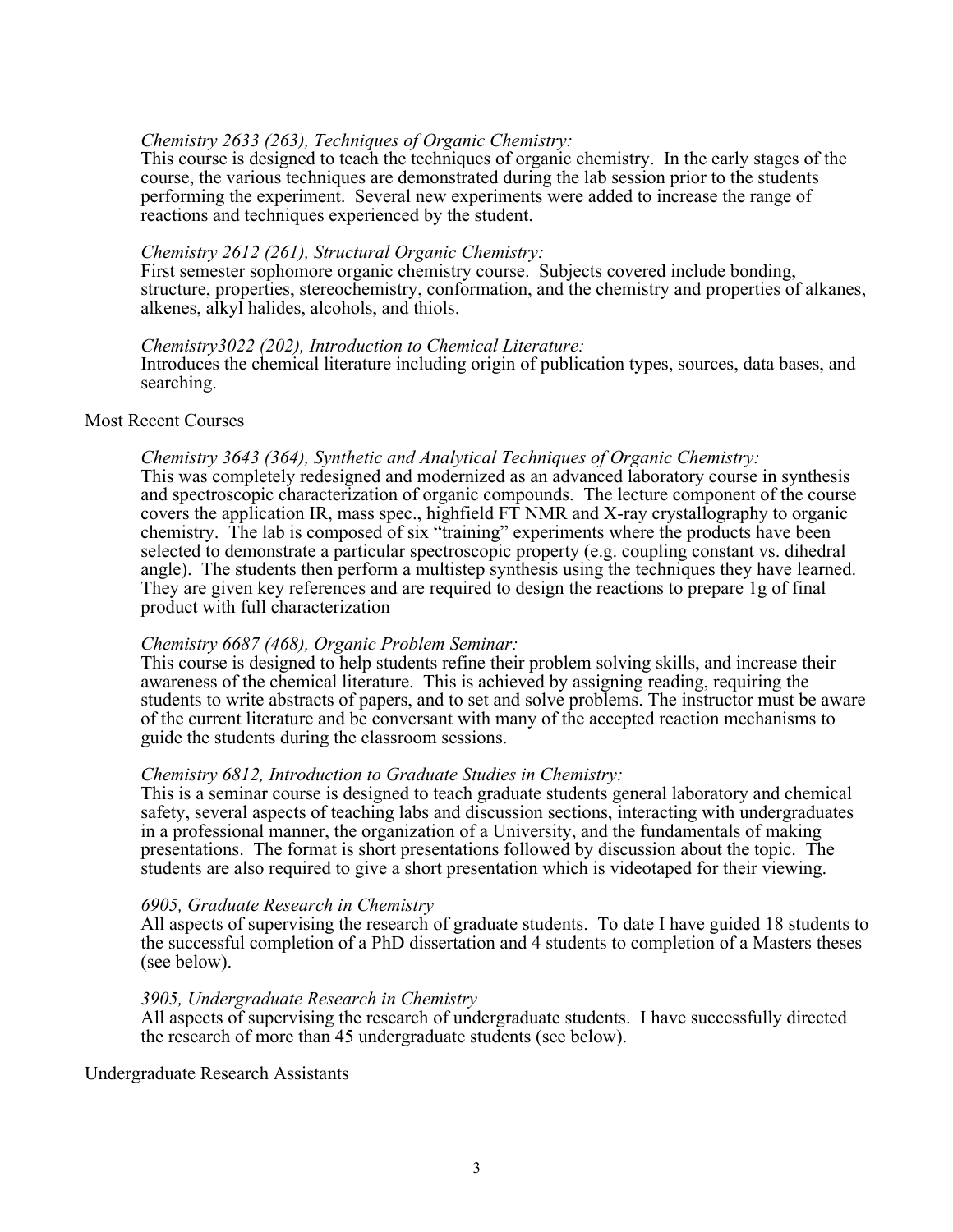*Chemistry 2633 (263), Techniques of Organic Chemistry:*
This course is designed to teach the techniques of organic chemistry. In the early stages of the course, the various techniques are demonstrated during the lab session prior to the students performing the experiment. Several new experiments were added to increase the range of reactions and techniques experienced by the student.

*Chemistry 2612 (261), Structural Organic Chemistry:*
First semester sophomore organic chemistry course. Subjects covered include bonding, structure, properties, stereochemistry, conformation, and the chemistry and properties of alkanes, alkenes, alkyl halides, alcohols, and thiols.

*Chemistry3022 (202), Introduction to Chemical Literature:*
Introduces the chemical literature including origin of publication types, sources, data bases, and searching.

Most Recent Courses

*Chemistry 3643 (364), Synthetic and Analytical Techniques of Organic Chemistry:*
This was completely redesigned and modernized as an advanced laboratory course in synthesis and spectroscopic characterization of organic compounds. The lecture component of the course covers the application IR, mass spec., highfield FT NMR and X-ray crystallography to organic chemistry. The lab is composed of six "training" experiments where the products have been selected to demonstrate a particular spectroscopic property (e.g. coupling constant vs. dihedral angle). The students then perform a multistep synthesis using the techniques they have learned. They are given key references and are required to design the reactions to prepare 1g of final product with full characterization

*Chemistry 6687 (468), Organic Problem Seminar:*
This course is designed to help students refine their problem solving skills, and increase their awareness of the chemical literature. This is achieved by assigning reading, requiring the students to write abstracts of papers, and to set and solve problems. The instructor must be aware of the current literature and be conversant with many of the accepted reaction mechanisms to guide the students during the classroom sessions.

*Chemistry 6812, Introduction to Graduate Studies in Chemistry:*
This is a seminar course is designed to teach graduate students general laboratory and chemical safety, several aspects of teaching labs and discussion sections, interacting with undergraduates in a professional manner, the organization of a University, and the fundamentals of making presentations. The format is short presentations followed by discussion about the topic. The students are also required to give a short presentation which is videotaped for their viewing.

*6905, Graduate Research in Chemistry*
All aspects of supervising the research of graduate students. To date I have guided 18 students to the successful completion of a PhD dissertation and 4 students to completion of a Masters theses (see below).

*3905, Undergraduate Research in Chemistry*
All aspects of supervising the research of undergraduate students. I have successfully directed the research of more than 45 undergraduate students (see below).

Undergraduate Research Assistants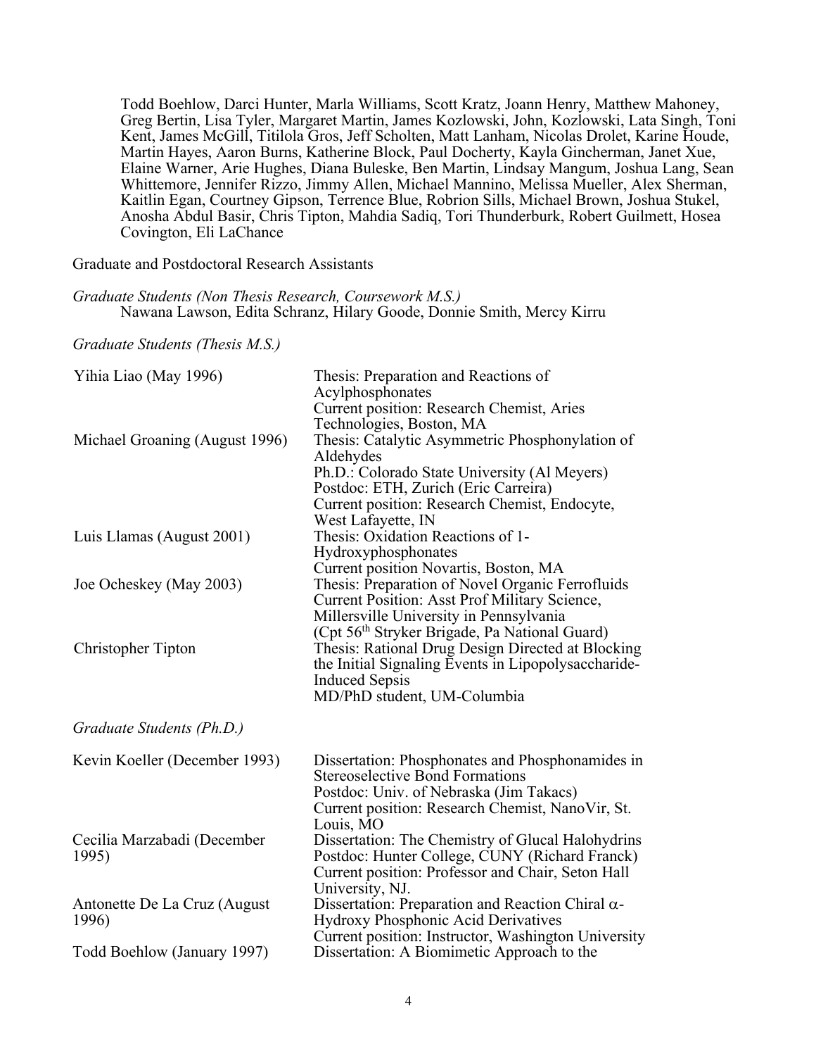Todd Boehlow, Darci Hunter, Marla Williams, Scott Kratz, Joann Henry, Matthew Mahoney, Greg Bertin, Lisa Tyler, Margaret Martin, James Kozlowski, John, Kozlowski, Lata Singh, Toni Kent, James McGill, Titilola Gros, Jeff Scholten, Matt Lanham, Nicolas Drolet, Karine Houde, Martin Hayes, Aaron Burns, Katherine Block, Paul Docherty, Kayla Gincherman, Janet Xue, Elaine Warner, Arie Hughes, Diana Buleske, Ben Martin, Lindsay Mangum, Joshua Lang, Sean Whittemore, Jennifer Rizzo, Jimmy Allen, Michael Mannino, Melissa Mueller, Alex Sherman, Kaitlin Egan, Courtney Gipson, Terrence Blue, Robrion Sills, Michael Brown, Joshua Stukel, Anosha Abdul Basir, Chris Tipton, Mahdia Sadiq, Tori Thunderburk, Robert Guilmett, Hosea Covington, Eli LaChance

Graduate and Postdoctoral Research Assistants

*Graduate Students (Non Thesis Research, Coursework M.S.)*

Nawana Lawson, Edita Schranz, Hilary Goode, Donnie Smith, Mercy Kirru

*Graduate Students (Thesis M.S.)*

| | |
|---|---|
| Yihia Liao (May 1996) | Thesis: Preparation and Reactions of Acylphosphonates<br>Current position: Research Chemist, Aries Technologies, Boston, MA |
| Michael Groaning (August 1996) | Thesis: Catalytic Asymmetric Phosphonylation of Aldehydes<br>Ph.D.: Colorado State University (Al Meyers)<br>Postdoc: ETH, Zurich (Eric Carreira)<br>Current position: Research Chemist, Endocyte, West Lafayette, IN |
| Luis Llamas (August 2001) | Thesis: Oxidation Reactions of 1-Hydroxyphosphonates<br>Current position Novartis, Boston, MA |
| Joe Ocheskey (May 2003) | Thesis: Preparation of Novel Organic Ferrofluids<br>Current Position: Asst Prof Military Science, Millersville University in Pennsylvania<br>(Cpt 56th Stryker Brigade, Pa National Guard) |
| Christopher Tipton | Thesis: Rational Drug Design Directed at Blocking the Initial Signaling Events in Lipopolysaccharide-Induced Sepsis<br>MD/PhD student, UM-Columbia |

*Graduate Students (Ph.D.)*

| | |
|---|---|
| Kevin Koeller (December 1993) | Dissertation: Phosphonates and Phosphonamides in Stereoselective Bond Formations<br>Postdoc: Univ. of Nebraska (Jim Takacs)<br>Current position: Research Chemist, NanoVir, St. Louis, MO |
| Cecilia Marzabadi (December 1995) | Dissertation: The Chemistry of Glucal Halohydrins<br>Postdoc: Hunter College, CUNY (Richard Franck)<br>Current position: Professor and Chair, Seton Hall University, NJ. |
| Antonette De La Cruz (August 1996) | Dissertation: Preparation and Reaction Chiral α-Hydroxy Phosphonic Acid Derivatives<br>Current position: Instructor, Washington University |
| Todd Boehlow (January 1997) | Dissertation: A Biomimetic Approach to the |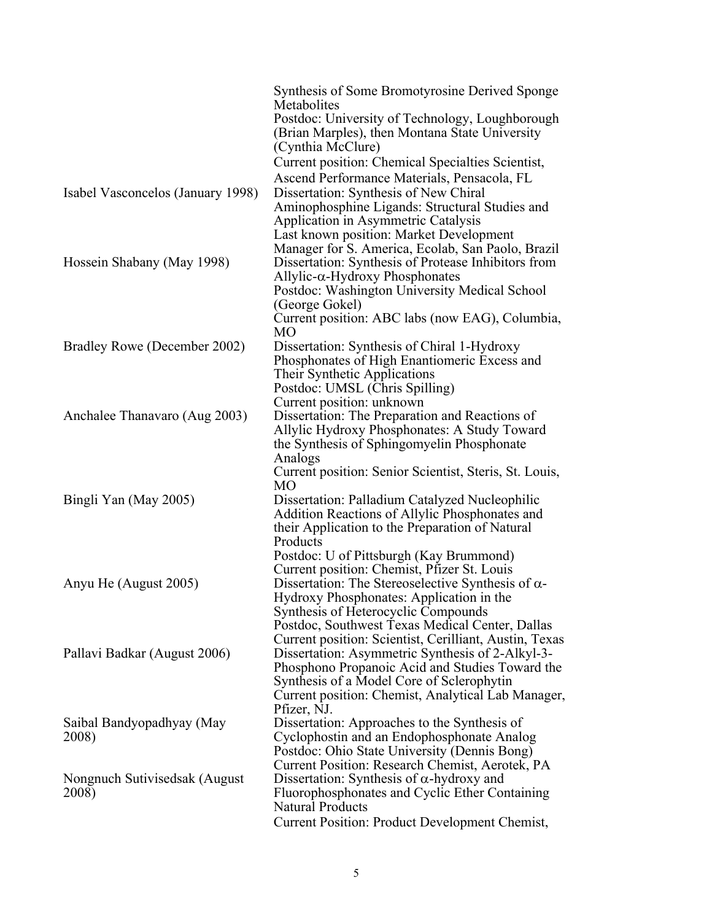| | |
|---|---|
| | Synthesis of Some Bromotyrosine Derived Sponge Metabolites<br>Postdoc: University of Technology, Loughborough (Brian Marples), then Montana State University (Cynthia McClure)<br>Current position: Chemical Specialties Scientist, Ascend Performance Materials, Pensacola, FL |
| Isabel Vasconcelos (January 1998) | Dissertation: Synthesis of New Chiral Aminophosphine Ligands: Structural Studies and Application in Asymmetric Catalysis<br>Last known position: Market Development Manager for S. America, Ecolab, San Paolo, Brazil |
| Hossein Shabany (May 1998) | Dissertation: Synthesis of Protease Inhibitors from Allylic-$\alpha$-Hydroxy Phosphonates<br>Postdoc: Washington University Medical School (George Gokel)<br>Current position: ABC labs (now EAG), Columbia, MO |
| Bradley Rowe (December 2002) | Dissertation: Synthesis of Chiral 1-Hydroxy Phosphonates of High Enantiomeric Excess and Their Synthetic Applications<br>Postdoc: UMSL (Chris Spilling)<br>Current position: unknown |
| Anchalee Thanavaro (Aug 2003) | Dissertation: The Preparation and Reactions of Allylic Hydroxy Phosphonates: A Study Toward the Synthesis of Sphingomyelin Phosphonate Analogs<br>Current position: Senior Scientist, Steris, St. Louis, MO |
| Bingli Yan (May 2005) | Dissertation: Palladium Catalyzed Nucleophilic Addition Reactions of Allylic Phosphonates and their Application to the Preparation of Natural Products<br>Postdoc: U of Pittsburgh (Kay Brummond)<br>Current position: Chemist, Pfizer St. Louis |
| Anyu He (August 2005) | Dissertation: The Stereoselective Synthesis of $\alpha$-Hydroxy Phosphonates: Application in the Synthesis of Heterocyclic Compounds<br>Postdoc, Southwest Texas Medical Center, Dallas<br>Current position: Scientist, Cerilliant, Austin, Texas |
| Pallavi Badkar (August 2006) | Dissertation: Asymmetric Synthesis of 2-Alkyl-3-Phosphono Propanoic Acid and Studies Toward the Synthesis of a Model Core of Sclerophytin<br>Current position: Chemist, Analytical Lab Manager, Pfizer, NJ. |
| Saibal Bandyopadhyay (May 2008) | Dissertation: Approaches to the Synthesis of Cyclophostin and an Endophosphonate Analog<br>Postdoc: Ohio State University (Dennis Bong)<br>Current Position: Research Chemist, Aerotek, PA |
| Nongnuch Sutivisedsak (August 2008) | Dissertation: Synthesis of $\alpha$-hydroxy and Fluorophosphonates and Cyclic Ether Containing Natural Products<br>Current Position: Product Development Chemist, |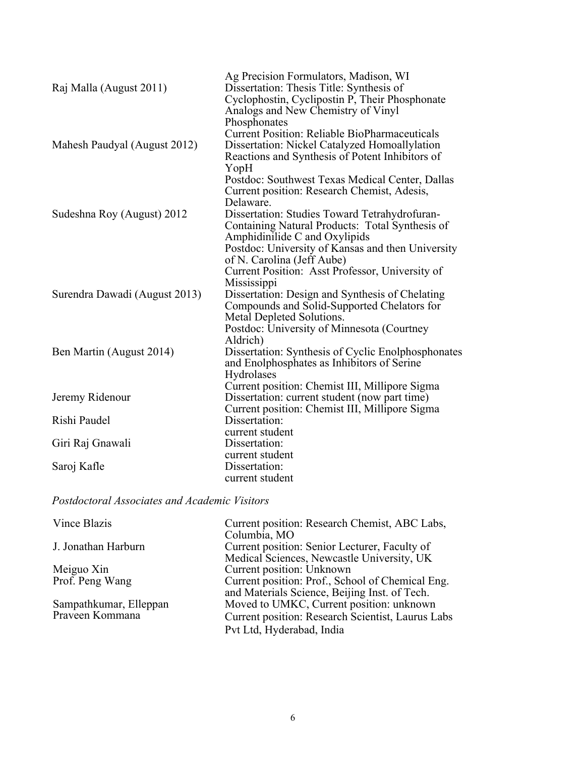| | |
|---|---|
| | Ag Precision Formulators, Madison, WI |
| Raj Malla (August 2011) | Dissertation: Thesis Title: Synthesis of Cyclophostin, Cyclipostin P, Their Phosphonate Analogs and New Chemistry of Vinyl Phosphonates<br>Current Position: Reliable BioPharmaceuticals |
| Mahesh Paudyal (August 2012) | Dissertation: Nickel Catalyzed Homoallylation Reactions and Synthesis of Potent Inhibitors of YopH<br>Postdoc: Southwest Texas Medical Center, Dallas<br>Current position: Research Chemist, Adesis, Delaware. |
| Sudeshna Roy (August) 2012 | Dissertation: Studies Toward Tetrahydrofuran-Containing Natural Products: Total Synthesis of Amphidinilide C and Oxylipids<br>Postdoc: University of Kansas and then University of N. Carolina (Jeff Aube)<br>Current Position: Asst Professor, University of Mississippi |
| Surendra Dawadi (August 2013) | Dissertation: Design and Synthesis of Chelating Compounds and Solid-Supported Chelators for Metal Depleted Solutions.<br>Postdoc: University of Minnesota (Courtney Aldrich) |
| Ben Martin (August 2014) | Dissertation: Synthesis of Cyclic Enolphosphonates and Enolphosphates as Inhibitors of Serine Hydrolases<br>Current position: Chemist III, Millipore Sigma |
| Jeremy Ridenour | Dissertation: current student (now part time)<br>Current position: Chemist III, Millipore Sigma |
| Rishi Paudel | Dissertation:<br>current student |
| Giri Raj Gnawali | Dissertation:<br>current student |
| Saroj Kafle | Dissertation:<br>current student |

*Postdoctoral Associates and Academic Visitors*

| | |
|---|---|
| Vince Blazis | Current position: Research Chemist, ABC Labs, Columbia, MO |
| J. Jonathan Harburn | Current position: Senior Lecturer, Faculty of Medical Sciences, Newcastle University, UK |
| Meiguo Xin | Current position: Unknown |
| Prof. Peng Wang | Current position: Prof., School of Chemical Eng. and Materials Science, Beijing Inst. of Tech. |
| Sampathkumar, Elleppan | Moved to UMKC, Current position: unknown |
| Praveen Kommana | Current position: Research Scientist, Laurus Labs Pvt Ltd, Hyderabad, India |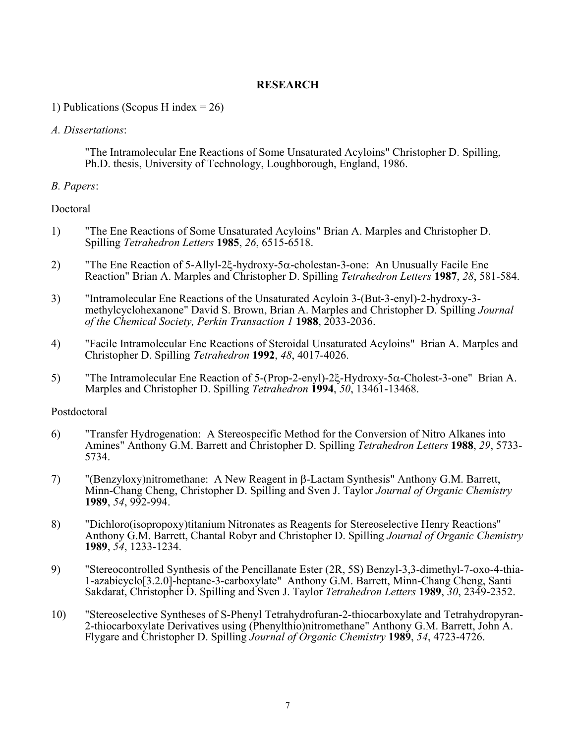# RESEARCH

1) Publications (Scopus H index = 26)

*A. Dissertations*:

"The Intramolecular Ene Reactions of Some Unsaturated Acyloins" Christopher D. Spilling, Ph.D. thesis, University of Technology, Loughborough, England, 1986.

*B. Papers*:

Doctoral

1) "The Ene Reactions of Some Unsaturated Acyloins" Brian A. Marples and Christopher D. Spilling *Tetrahedron Letters* **1985**, *26*, 6515-6518.

2) "The Ene Reaction of 5-Allyl-2ξ-hydroxy-5α-cholestan-3-one: An Unusually Facile Ene Reaction" Brian A. Marples and Christopher D. Spilling *Tetrahedron Letters* **1987**, *28*, 581-584.

3) "Intramolecular Ene Reactions of the Unsaturated Acyloin 3-(But-3-enyl)-2-hydroxy-3-methylcyclohexanone" David S. Brown, Brian A. Marples and Christopher D. Spilling *Journal of the Chemical Society, Perkin Transaction 1* **1988**, 2033-2036.

4) "Facile Intramolecular Ene Reactions of Steroidal Unsaturated Acyloins" Brian A. Marples and Christopher D. Spilling *Tetrahedron* **1992**, *48*, 4017-4026.

5) "The Intramolecular Ene Reaction of 5-(Prop-2-enyl)-2ξ-Hydroxy-5α-Cholest-3-one" Brian A. Marples and Christopher D. Spilling *Tetrahedron* **1994**, *50*, 13461-13468.

Postdoctoral

6) "Transfer Hydrogenation: A Stereospecific Method for the Conversion of Nitro Alkanes into Amines" Anthony G.M. Barrett and Christopher D. Spilling *Tetrahedron Letters* **1988**, *29*, 5733-5734.

7) "(Benzyloxy)nitromethane: A New Reagent in β-Lactam Synthesis" Anthony G.M. Barrett, Minn-Chang Cheng, Christopher D. Spilling and Sven J. Taylor *Journal of Organic Chemistry* **1989**, *54*, 992-994.

8) "Dichloro(isopropoxy)titanium Nitronates as Reagents for Stereoselective Henry Reactions" Anthony G.M. Barrett, Chantal Robyr and Christopher D. Spilling *Journal of Organic Chemistry* **1989**, *54*, 1233-1234.

9) "Stereocontrolled Synthesis of the Pencillanate Ester (2R, 5S) Benzyl-3,3-dimethyl-7-oxo-4-thia-1-azabicyclo[3.2.0]-heptane-3-carboxylate" Anthony G.M. Barrett, Minn-Chang Cheng, Santi Sakdarat, Christopher D. Spilling and Sven J. Taylor *Tetrahedron Letters* **1989**, *30*, 2349-2352.

10) "Stereoselective Syntheses of S-Phenyl Tetrahydrofuran-2-thiocarboxylate and Tetrahydropyran-2-thiocarboxylate Derivatives using (Phenylthio)nitromethane" Anthony G.M. Barrett, John A. Flygare and Christopher D. Spilling *Journal of Organic Chemistry* **1989**, *54*, 4723-4726.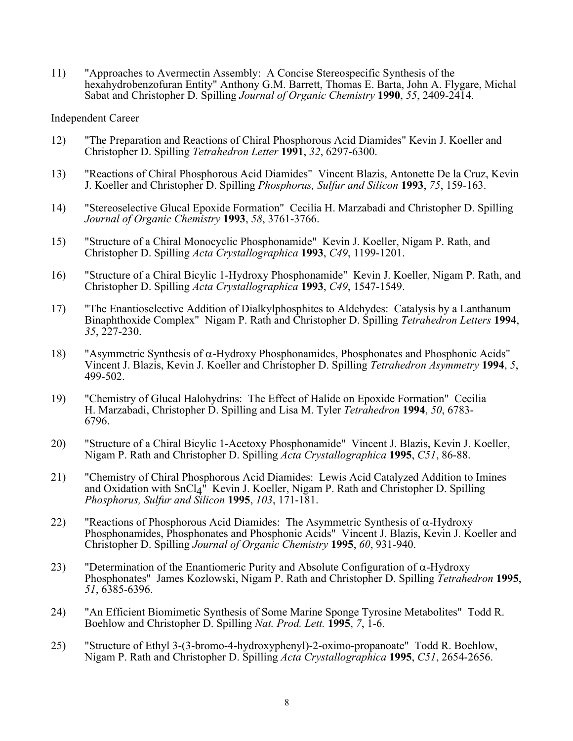11) "Approaches to Avermectin Assembly: A Concise Stereospecific Synthesis of the hexahydrobenzofuran Entity" Anthony G.M. Barrett, Thomas E. Barta, John A. Flygare, Michal Sabat and Christopher D. Spilling *Journal of Organic Chemistry* **1990**, *55*, 2409-2414.

Independent Career

12) "The Preparation and Reactions of Chiral Phosphorous Acid Diamides" Kevin J. Koeller and Christopher D. Spilling *Tetrahedron Letter* **1991**, *32*, 6297-6300.

13) "Reactions of Chiral Phosphorous Acid Diamides" Vincent Blazis, Antonette De la Cruz, Kevin J. Koeller and Christopher D. Spilling *Phosphorus, Sulfur and Silicon* **1993**, *75*, 159-163.

14) "Stereoselective Glucal Epoxide Formation" Cecilia H. Marzabadi and Christopher D. Spilling *Journal of Organic Chemistry* **1993**, *58*, 3761-3766.

15) "Structure of a Chiral Monocyclic Phosphonamide" Kevin J. Koeller, Nigam P. Rath, and Christopher D. Spilling *Acta Crystallographica* **1993**, *C49*, 1199-1201.

16) "Structure of a Chiral Bicylic 1-Hydroxy Phosphonamide" Kevin J. Koeller, Nigam P. Rath, and Christopher D. Spilling *Acta Crystallographica* **1993**, *C49*, 1547-1549.

17) "The Enantioselective Addition of Dialkylphosphites to Aldehydes: Catalysis by a Lanthanum Binaphthoxide Complex" Nigam P. Rath and Christopher D. Spilling *Tetrahedron Letters* **1994**, *35*, 227-230.

18) "Asymmetric Synthesis of α-Hydroxy Phosphonamides, Phosphonates and Phosphonic Acids" Vincent J. Blazis, Kevin J. Koeller and Christopher D. Spilling *Tetrahedron Asymmetry* **1994**, *5*, 499-502.

19) "Chemistry of Glucal Halohydrins: The Effect of Halide on Epoxide Formation" Cecilia H. Marzabadi, Christopher D. Spilling and Lisa M. Tyler *Tetrahedron* **1994**, *50*, 6783-6796.

20) "Structure of a Chiral Bicylic 1-Acetoxy Phosphonamide" Vincent J. Blazis, Kevin J. Koeller, Nigam P. Rath and Christopher D. Spilling *Acta Crystallographica* **1995**, *C51*, 86-88.

21) "Chemistry of Chiral Phosphorous Acid Diamides: Lewis Acid Catalyzed Addition to Imines and Oxidation with $SnCl_4$" Kevin J. Koeller, Nigam P. Rath and Christopher D. Spilling *Phosphorus, Sulfur and Silicon* **1995**, *103*, 171-181.

22) "Reactions of Phosphorous Acid Diamides: The Asymmetric Synthesis of α-Hydroxy Phosphonamides, Phosphonates and Phosphonic Acids" Vincent J. Blazis, Kevin J. Koeller and Christopher D. Spilling *Journal of Organic Chemistry* **1995**, *60*, 931-940.

23) "Determination of the Enantiomeric Purity and Absolute Configuration of α-Hydroxy Phosphonates" James Kozlowski, Nigam P. Rath and Christopher D. Spilling *Tetrahedron* **1995**, *51*, 6385-6396.

24) "An Efficient Biomimetic Synthesis of Some Marine Sponge Tyrosine Metabolites" Todd R. Boehlow and Christopher D. Spilling *Nat. Prod. Lett.* **1995**, *7*, 1-6.

25) "Structure of Ethyl 3-(3-bromo-4-hydroxyphenyl)-2-oximo-propanoate" Todd R. Boehlow, Nigam P. Rath and Christopher D. Spilling *Acta Crystallographica* **1995**, *C51*, 2654-2656.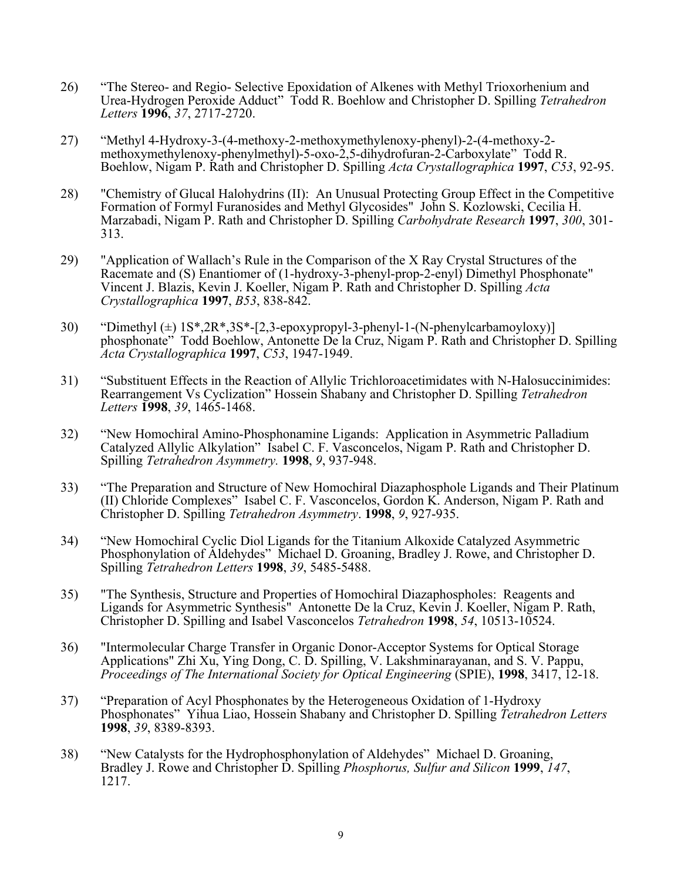26) “The Stereo- and Regio- Selective Epoxidation of Alkenes with Methyl Trioxorhenium and Urea-Hydrogen Peroxide Adduct” Todd R. Boehlow and Christopher D. Spilling *Tetrahedron Letters* **1996**, *37*, 2717-2720.

27) “Methyl 4-Hydroxy-3-(4-methoxy-2-methoxymethylenoxy-phenyl)-2-(4-methoxy-2-methoxymethylenoxy-phenylmethyl)-5-oxo-2,5-dihydrofuran-2-Carboxylate” Todd R. Boehlow, Nigam P. Rath and Christopher D. Spilling *Acta Crystallographica* **1997**, *C53*, 92-95.

28) "Chemistry of Glucal Halohydrins (II): An Unusual Protecting Group Effect in the Competitive Formation of Formyl Furanosides and Methyl Glycosides" John S. Kozlowski, Cecilia H. Marzabadi, Nigam P. Rath and Christopher D. Spilling *Carbohydrate Research* **1997**, *300*, 301-313.

29) "Application of Wallach’s Rule in the Comparison of the X Ray Crystal Structures of the Racemate and (S) Enantiomer of (1-hydroxy-3-phenyl-prop-2-enyl) Dimethyl Phosphonate" Vincent J. Blazis, Kevin J. Koeller, Nigam P. Rath and Christopher D. Spilling *Acta Crystallographica* **1997**, *B53*, 838-842.

30) “Dimethyl (±) 1S*,2R*,3S*-[2,3-epoxypropyl-3-phenyl-1-(N-phenylcarbamoyloxy)] phosphonate” Todd Boehlow, Antonette De la Cruz, Nigam P. Rath and Christopher D. Spilling *Acta Crystallographica* **1997**, *C53*, 1947-1949.

31) “Substituent Effects in the Reaction of Allylic Trichloroacetimidates with N-Halosuccinimides: Rearrangement Vs Cyclization” Hossein Shabany and Christopher D. Spilling *Tetrahedron Letters* **1998**, *39*, 1465-1468.

32) “New Homochiral Amino-Phosphonamine Ligands: Application in Asymmetric Palladium Catalyzed Allylic Alkylation” Isabel C. F. Vasconcelos, Nigam P. Rath and Christopher D. Spilling *Tetrahedron Asymmetry.* **1998**, *9*, 937-948.

33) “The Preparation and Structure of New Homochiral Diazaphosphole Ligands and Their Platinum (II) Chloride Complexes” Isabel C. F. Vasconcelos, Gordon K. Anderson, Nigam P. Rath and Christopher D. Spilling *Tetrahedron Asymmetry*. **1998**, *9*, 927-935.

34) “New Homochiral Cyclic Diol Ligands for the Titanium Alkoxide Catalyzed Asymmetric Phosphonylation of Aldehydes” Michael D. Groaning, Bradley J. Rowe, and Christopher D. Spilling *Tetrahedron Letters* **1998**, *39*, 5485-5488.

35) "The Synthesis, Structure and Properties of Homochiral Diazaphospholes: Reagents and Ligands for Asymmetric Synthesis" Antonette De la Cruz, Kevin J. Koeller, Nigam P. Rath, Christopher D. Spilling and Isabel Vasconcelos *Tetrahedron* **1998**, *54*, 10513-10524.

36) "Intermolecular Charge Transfer in Organic Donor-Acceptor Systems for Optical Storage Applications" Zhi Xu, Ying Dong, C. D. Spilling, V. Lakshminarayanan, and S. V. Pappu, *Proceedings of The International Society for Optical Engineering* (SPIE), **1998**, 3417, 12-18.

37) “Preparation of Acyl Phosphonates by the Heterogeneous Oxidation of 1-Hydroxy Phosphonates” Yihua Liao, Hossein Shabany and Christopher D. Spilling *Tetrahedron Letters* **1998**, *39*, 8389-8393.

38) “New Catalysts for the Hydrophosphonylation of Aldehydes” Michael D. Groaning, Bradley J. Rowe and Christopher D. Spilling *Phosphorus, Sulfur and Silicon* **1999**, *147*, 1217.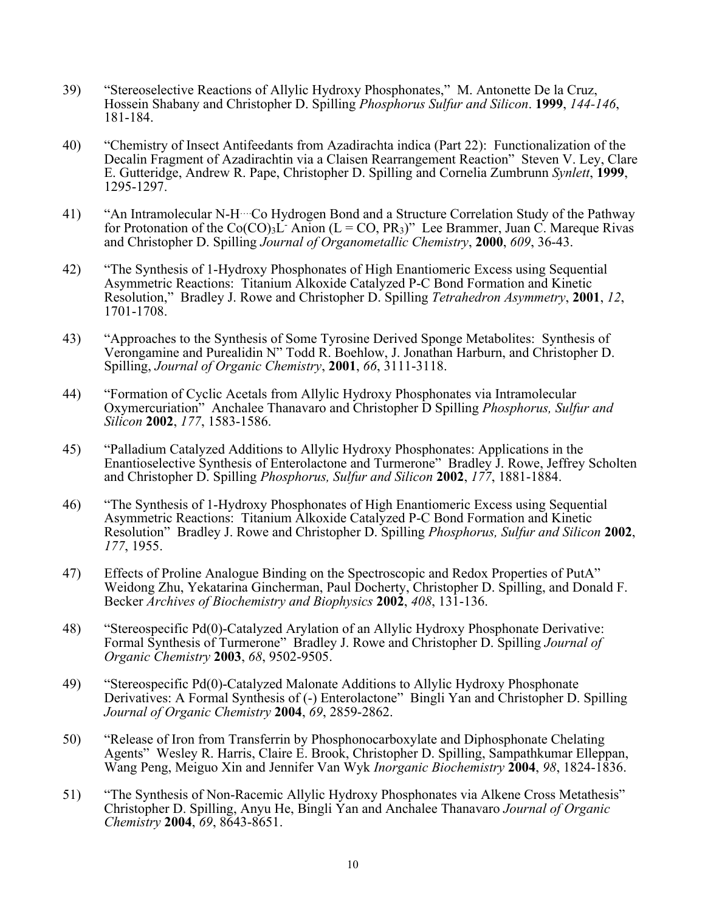39) "Stereoselective Reactions of Allylic Hydroxy Phosphonates," M. Antonette De la Cruz, Hossein Shabany and Christopher D. Spilling *Phosphorus Sulfur and Silicon*. **1999**, *144-146*, 181-184.

40) "Chemistry of Insect Antifeedants from Azadirachta indica (Part 22): Functionalization of the Decalin Fragment of Azadirachtin via a Claisen Rearrangement Reaction" Steven V. Ley, Clare E. Gutteridge, Andrew R. Pape, Christopher D. Spilling and Cornelia Zumbrunn *Synlett*, **1999**, 1295-1297.

41) "An Intramolecular N-H···Co Hydrogen Bond and a Structure Correlation Study of the Pathway for Protonation of the $Co(CO)_3L^-$ Anion (L = CO, $PR_3$)" Lee Brammer, Juan C. Mareque Rivas and Christopher D. Spilling *Journal of Organometallic Chemistry*, **2000**, *609*, 36-43.

42) "The Synthesis of 1-Hydroxy Phosphonates of High Enantiomeric Excess using Sequential Asymmetric Reactions: Titanium Alkoxide Catalyzed P-C Bond Formation and Kinetic Resolution," Bradley J. Rowe and Christopher D. Spilling *Tetrahedron Asymmetry*, **2001**, *12*, 1701-1708.

43) "Approaches to the Synthesis of Some Tyrosine Derived Sponge Metabolites: Synthesis of Verongamine and Purealidin N" Todd R. Boehlow, J. Jonathan Harburn, and Christopher D. Spilling, *Journal of Organic Chemistry*, **2001**, *66*, 3111-3118.

44) "Formation of Cyclic Acetals from Allylic Hydroxy Phosphonates via Intramolecular Oxymercuriation" Anchalee Thanavaro and Christopher D Spilling *Phosphorus, Sulfur and Silicon* **2002**, *177*, 1583-1586.

45) "Palladium Catalyzed Additions to Allylic Hydroxy Phosphonates: Applications in the Enantioselective Synthesis of Enterolactone and Turmerone" Bradley J. Rowe, Jeffrey Scholten and Christopher D. Spilling *Phosphorus, Sulfur and Silicon* **2002**, *177*, 1881-1884.

46) "The Synthesis of 1-Hydroxy Phosphonates of High Enantiomeric Excess using Sequential Asymmetric Reactions: Titanium Alkoxide Catalyzed P-C Bond Formation and Kinetic Resolution" Bradley J. Rowe and Christopher D. Spilling *Phosphorus, Sulfur and Silicon* **2002**, *177*, 1955.

47) Effects of Proline Analogue Binding on the Spectroscopic and Redox Properties of PutA" Weidong Zhu, Yekatarina Gincherman, Paul Docherty, Christopher D. Spilling, and Donald F. Becker *Archives of Biochemistry and Biophysics* **2002**, *408*, 131-136.

48) "Stereospecific Pd(0)-Catalyzed Arylation of an Allylic Hydroxy Phosphonate Derivative: Formal Synthesis of Turmerone" Bradley J. Rowe and Christopher D. Spilling *Journal of Organic Chemistry* **2003**, *68*, 9502-9505.

49) "Stereospecific Pd(0)-Catalyzed Malonate Additions to Allylic Hydroxy Phosphonate Derivatives: A Formal Synthesis of (-) Enterolactone" Bingli Yan and Christopher D. Spilling *Journal of Organic Chemistry* **2004**, *69*, 2859-2862.

50) "Release of Iron from Transferrin by Phosphonocarboxylate and Diphosphonate Chelating Agents" Wesley R. Harris, Claire E. Brook, Christopher D. Spilling, Sampathkumar Elleppan, Wang Peng, Meiguo Xin and Jennifer Van Wyk *Inorganic Biochemistry* **2004**, *98*, 1824-1836.

51) "The Synthesis of Non-Racemic Allylic Hydroxy Phosphonates via Alkene Cross Metathesis" Christopher D. Spilling, Anyu He, Bingli Yan and Anchalee Thanavaro *Journal of Organic Chemistry* **2004**, *69*, 8643-8651.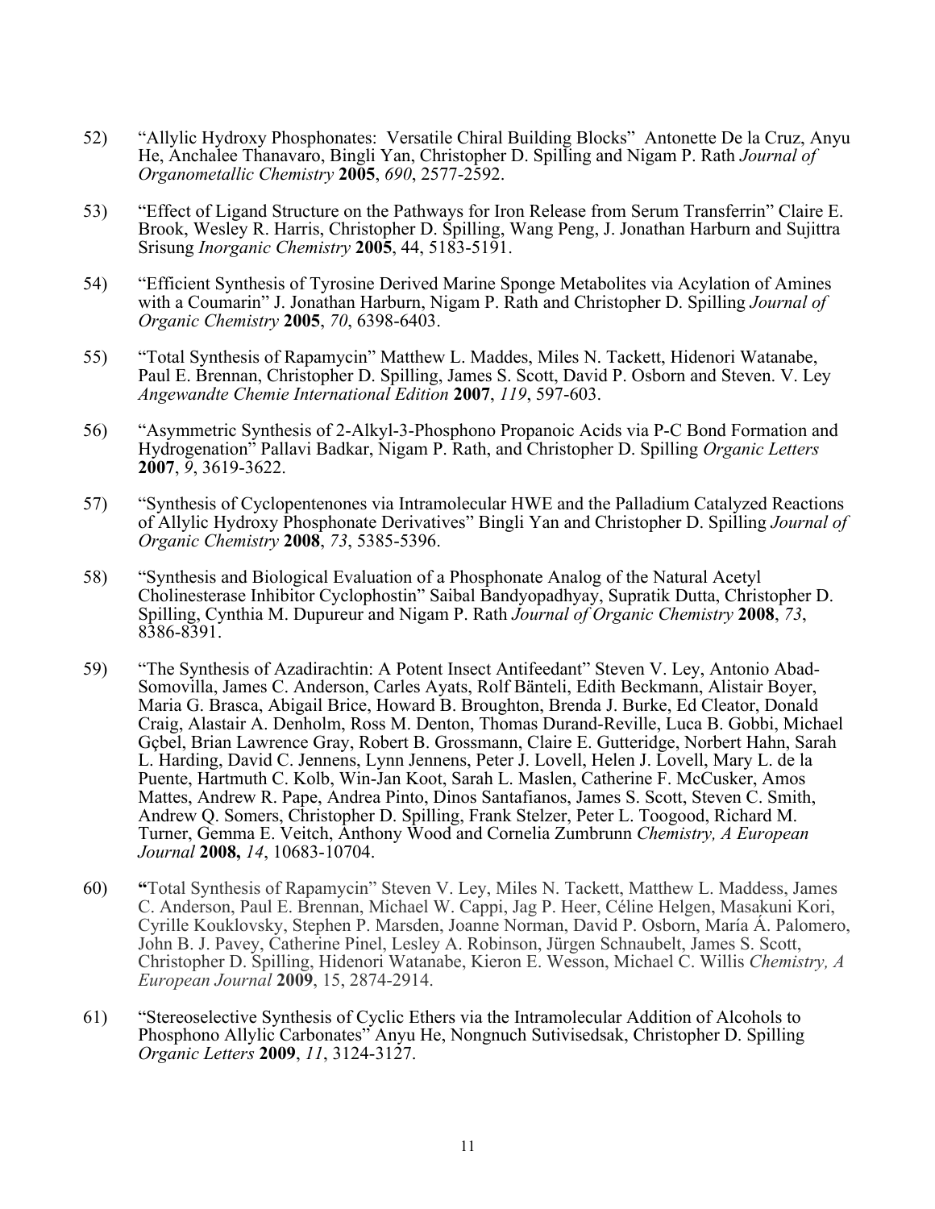52) "Allylic Hydroxy Phosphonates: Versatile Chiral Building Blocks" Antonette De la Cruz, Anyu He, Anchalee Thanavaro, Bingli Yan, Christopher D. Spilling and Nigam P. Rath *Journal of Organometallic Chemistry* **2005**, *690*, 2577-2592.

53) "Effect of Ligand Structure on the Pathways for Iron Release from Serum Transferrin" Claire E. Brook, Wesley R. Harris, Christopher D. Spilling, Wang Peng, J. Jonathan Harburn and Sujittra Srisung *Inorganic Chemistry* **2005**, 44, 5183-5191.

54) "Efficient Synthesis of Tyrosine Derived Marine Sponge Metabolites via Acylation of Amines with a Coumarin" J. Jonathan Harburn, Nigam P. Rath and Christopher D. Spilling *Journal of Organic Chemistry* **2005**, *70*, 6398-6403.

55) "Total Synthesis of Rapamycin" Matthew L. Maddes, Miles N. Tackett, Hidenori Watanabe, Paul E. Brennan, Christopher D. Spilling, James S. Scott, David P. Osborn and Steven. V. Ley *Angewandte Chemie International Edition* **2007**, *119*, 597-603.

56) "Asymmetric Synthesis of 2-Alkyl-3-Phosphono Propanoic Acids via P-C Bond Formation and Hydrogenation" Pallavi Badkar, Nigam P. Rath, and Christopher D. Spilling *Organic Letters* **2007**, *9*, 3619-3622.

57) "Synthesis of Cyclopentenones via Intramolecular HWE and the Palladium Catalyzed Reactions of Allylic Hydroxy Phosphonate Derivatives" Bingli Yan and Christopher D. Spilling *Journal of Organic Chemistry* **2008**, *73*, 5385-5396.

58) "Synthesis and Biological Evaluation of a Phosphonate Analog of the Natural Acetyl Cholinesterase Inhibitor Cyclophostin" Saibal Bandyopadhyay, Supratik Dutta, Christopher D. Spilling, Cynthia M. Dupureur and Nigam P. Rath *Journal of Organic Chemistry* **2008**, *73*, 8386-8391.

59) "The Synthesis of Azadirachtin: A Potent Insect Antifeedant" Steven V. Ley, Antonio Abad-Somovilla, James C. Anderson, Carles Ayats, Rolf Bänteli, Edith Beckmann, Alistair Boyer, Maria G. Brasca, Abigail Brice, Howard B. Broughton, Brenda J. Burke, Ed Cleator, Donald Craig, Alastair A. Denholm, Ross M. Denton, Thomas Durand-Reville, Luca B. Gobbi, Michael Gçbel, Brian Lawrence Gray, Robert B. Grossmann, Claire E. Gutteridge, Norbert Hahn, Sarah L. Harding, David C. Jennens, Lynn Jennens, Peter J. Lovell, Helen J. Lovell, Mary L. de la Puente, Hartmuth C. Kolb, Win-Jan Koot, Sarah L. Maslen, Catherine F. McCusker, Amos Mattes, Andrew R. Pape, Andrea Pinto, Dinos Santafianos, James S. Scott, Steven C. Smith, Andrew Q. Somers, Christopher D. Spilling, Frank Stelzer, Peter L. Toogood, Richard M. Turner, Gemma E. Veitch, Anthony Wood and Cornelia Zumbrunn *Chemistry, A European Journal* **2008,** *14*, 10683-10704.

60) **"**Total Synthesis of Rapamycin" Steven V. Ley, Miles N. Tackett, Matthew L. Maddess, James C. Anderson, Paul E. Brennan, Michael W. Cappi, Jag P. Heer, Céline Helgen, Masakuni Kori, Cyrille Kouklovsky, Stephen P. Marsden, Joanne Norman, David P. Osborn, María Á. Palomero, John B. J. Pavey, Catherine Pinel, Lesley A. Robinson, Jürgen Schnaubelt, James S. Scott, Christopher D. Spilling, Hidenori Watanabe, Kieron E. Wesson, Michael C. Willis *Chemistry, A European Journal* **2009**, 15, 2874-2914.

61) "Stereoselective Synthesis of Cyclic Ethers via the Intramolecular Addition of Alcohols to Phosphono Allylic Carbonates" Anyu He, Nongnuch Sutivisedsak, Christopher D. Spilling *Organic Letters* **2009**, *11*, 3124-3127.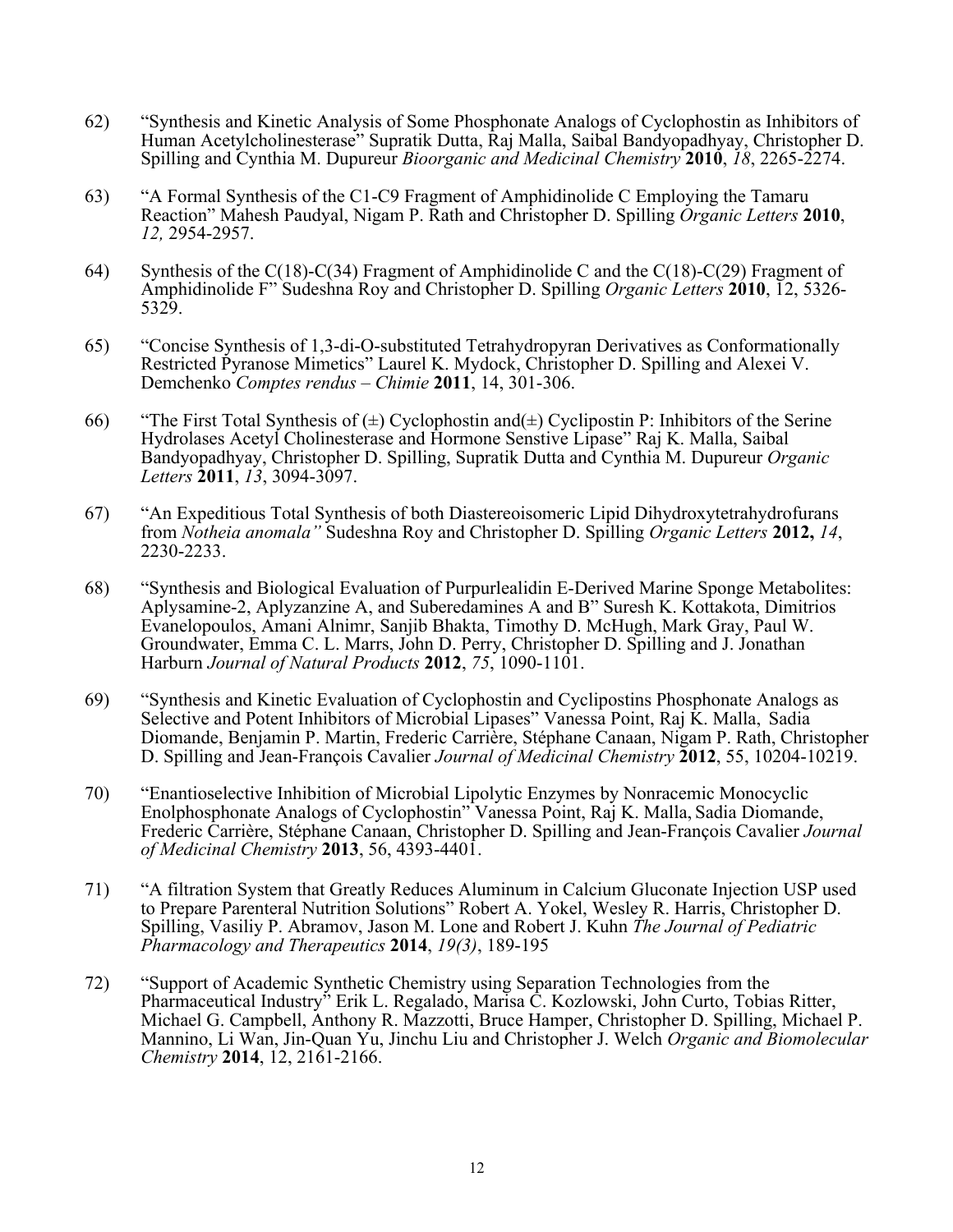62) "Synthesis and Kinetic Analysis of Some Phosphonate Analogs of Cyclophostin as Inhibitors of Human Acetylcholinesterase" Supratik Dutta, Raj Malla, Saibal Bandyopadhyay, Christopher D. Spilling and Cynthia M. Dupureur *Bioorganic and Medicinal Chemistry* **2010**, *18*, 2265-2274.

63) "A Formal Synthesis of the C1-C9 Fragment of Amphidinolide C Employing the Tamaru Reaction" Mahesh Paudyal, Nigam P. Rath and Christopher D. Spilling *Organic Letters* **2010**, *12,* 2954-2957.

64) Synthesis of the C(18)-C(34) Fragment of Amphidinolide C and the C(18)-C(29) Fragment of Amphidinolide F" Sudeshna Roy and Christopher D. Spilling *Organic Letters* **2010**, 12, 5326-5329.

65) "Concise Synthesis of 1,3-di-O-substituted Tetrahydropyran Derivatives as Conformationally Restricted Pyranose Mimetics" Laurel K. Mydock, Christopher D. Spilling and Alexei V. Demchenko *Comptes rendus – Chimie* **2011**, 14, 301-306.

66) "The First Total Synthesis of (±) Cyclophostin and(±) Cyclipostin P: Inhibitors of the Serine Hydrolases Acetyl Cholinesterase and Hormone Senstive Lipase" Raj K. Malla, Saibal Bandyopadhyay, Christopher D. Spilling, Supratik Dutta and Cynthia M. Dupureur *Organic Letters* **2011**, *13*, 3094-3097.

67) "An Expeditious Total Synthesis of both Diastereoisomeric Lipid Dihydroxytetrahydrofurans from *Notheia anomala"* Sudeshna Roy and Christopher D. Spilling *Organic Letters* **2012,** *14*, 2230-2233.

68) "Synthesis and Biological Evaluation of Purpurlealidin E-Derived Marine Sponge Metabolites: Aplysamine-2, Aplyzanzine A, and Suberedamines A and B" Suresh K. Kottakota, Dimitrios Evanelopoulos, Amani Alnimr, Sanjib Bhakta, Timothy D. McHugh, Mark Gray, Paul W. Groundwater, Emma C. L. Marrs, John D. Perry, Christopher D. Spilling and J. Jonathan Harburn *Journal of Natural Products* **2012**, *75*, 1090-1101.

69) "Synthesis and Kinetic Evaluation of Cyclophostin and Cyclipostins Phosphonate Analogs as Selective and Potent Inhibitors of Microbial Lipases" Vanessa Point, Raj K. Malla, Sadia Diomande, Benjamin P. Martin, Frederic Carrière, Stéphane Canaan, Nigam P. Rath, Christopher D. Spilling and Jean-François Cavalier *Journal of Medicinal Chemistry* **2012**, 55, 10204-10219.

70) "Enantioselective Inhibition of Microbial Lipolytic Enzymes by Nonracemic Monocyclic Enolphosphonate Analogs of Cyclophostin" Vanessa Point, Raj K. Malla, Sadia Diomande, Frederic Carrière, Stéphane Canaan, Christopher D. Spilling and Jean-François Cavalier *Journal of Medicinal Chemistry* **2013**, 56, 4393-4401.

71) "A filtration System that Greatly Reduces Aluminum in Calcium Gluconate Injection USP used to Prepare Parenteral Nutrition Solutions" Robert A. Yokel, Wesley R. Harris, Christopher D. Spilling, Vasiliy P. Abramov, Jason M. Lone and Robert J. Kuhn *The Journal of Pediatric Pharmacology and Therapeutics* **2014**, *19(3)*, 189-195

72) "Support of Academic Synthetic Chemistry using Separation Technologies from the Pharmaceutical Industry" Erik L. Regalado, Marisa C. Kozlowski, John Curto, Tobias Ritter, Michael G. Campbell, Anthony R. Mazzotti, Bruce Hamper, Christopher D. Spilling, Michael P. Mannino, Li Wan, Jin-Quan Yu, Jinchu Liu and Christopher J. Welch *Organic and Biomolecular Chemistry* **2014**, 12, 2161-2166.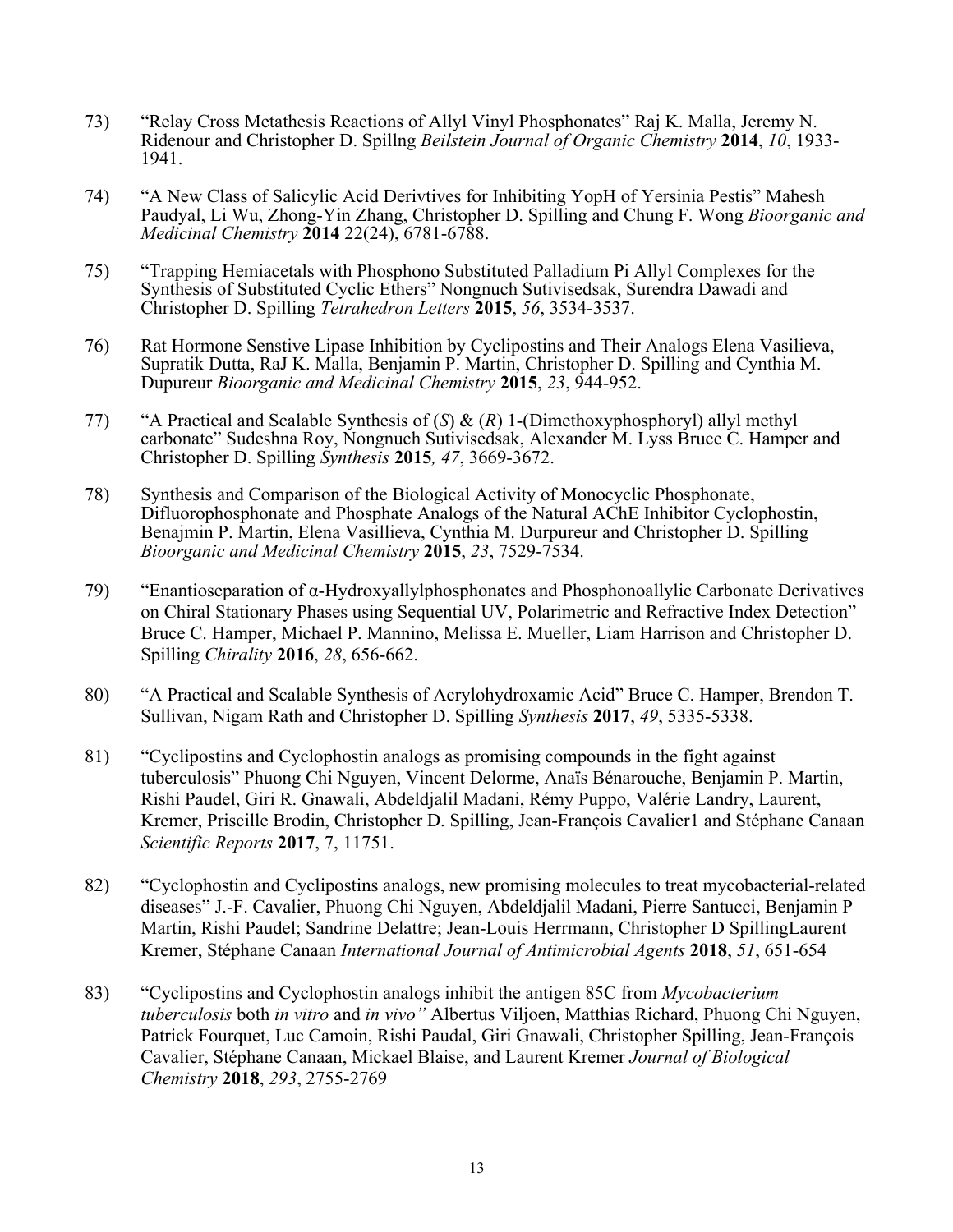73) "Relay Cross Metathesis Reactions of Allyl Vinyl Phosphonates" Raj K. Malla, Jeremy N. Ridenour and Christopher D. Spillng *Beilstein Journal of Organic Chemistry* **2014**, *10*, 1933-1941.

74) "A New Class of Salicylic Acid Derivtives for Inhibiting YopH of Yersinia Pestis" Mahesh Paudyal, Li Wu, Zhong-Yin Zhang, Christopher D. Spilling and Chung F. Wong *Bioorganic and Medicinal Chemistry* **2014** 22(24), 6781-6788.

75) "Trapping Hemiacetals with Phosphono Substituted Palladium Pi Allyl Complexes for the Synthesis of Substituted Cyclic Ethers" Nongnuch Sutivisedsak, Surendra Dawadi and Christopher D. Spilling *Tetrahedron Letters* **2015**, *56*, 3534-3537.

76) Rat Hormone Senstive Lipase Inhibition by Cyclipostins and Their Analogs Elena Vasilieva, Supratik Dutta, RaJ K. Malla, Benjamin P. Martin, Christopher D. Spilling and Cynthia M. Dupureur *Bioorganic and Medicinal Chemistry* **2015**, *23*, 944-952.

77) "A Practical and Scalable Synthesis of (*S*) & (*R*) 1-(Dimethoxyphosphoryl) allyl methyl carbonate" Sudeshna Roy, Nongnuch Sutivisedsak, Alexander M. Lyss Bruce C. Hamper and Christopher D. Spilling *Synthesis* **2015***, 47*, 3669-3672.

78) Synthesis and Comparison of the Biological Activity of Monocyclic Phosphonate, Difluorophosphonate and Phosphate Analogs of the Natural AChE Inhibitor Cyclophostin, Benajmin P. Martin, Elena Vasillieva, Cynthia M. Durpureur and Christopher D. Spilling *Bioorganic and Medicinal Chemistry* **2015**, *23*, 7529-7534.

79) "Enantioseparation of α-Hydroxyallylphosphonates and Phosphonoallylic Carbonate Derivatives on Chiral Stationary Phases using Sequential UV, Polarimetric and Refractive Index Detection" Bruce C. Hamper, Michael P. Mannino, Melissa E. Mueller, Liam Harrison and Christopher D. Spilling *Chirality* **2016**, *28*, 656-662.

80) "A Practical and Scalable Synthesis of Acrylohydroxamic Acid" Bruce C. Hamper, Brendon T. Sullivan, Nigam Rath and Christopher D. Spilling *Synthesis* **2017**, *49*, 5335-5338.

81) "Cyclipostins and Cyclophostin analogs as promising compounds in the fight against tuberculosis" Phuong Chi Nguyen, Vincent Delorme, Anaïs Bénarouche, Benjamin P. Martin, Rishi Paudel, Giri R. Gnawali, Abdeldjalil Madani, Rémy Puppo, Valérie Landry, Laurent, Kremer, Priscille Brodin, Christopher D. Spilling, Jean-François Cavalier1 and Stéphane Canaan *Scientific Reports* **2017**, 7, 11751.

82) "Cyclophostin and Cyclipostins analogs, new promising molecules to treat mycobacterial-related diseases" J.-F. Cavalier, Phuong Chi Nguyen, Abdeldjalil Madani, Pierre Santucci, Benjamin P Martin, Rishi Paudel; Sandrine Delattre; Jean-Louis Herrmann, Christopher D SpillingLaurent Kremer, Stéphane Canaan *International Journal of Antimicrobial Agents* **2018**, *51*, 651-654

83) "Cyclipostins and Cyclophostin analogs inhibit the antigen 85C from *Mycobacterium tuberculosis* both *in vitro* and *in vivo"* Albertus Viljoen, Matthias Richard, Phuong Chi Nguyen, Patrick Fourquet, Luc Camoin, Rishi Paudal, Giri Gnawali, Christopher Spilling, Jean-François Cavalier, Stéphane Canaan, Mickael Blaise, and Laurent Kremer *Journal of Biological Chemistry* **2018**, *293*, 2755-2769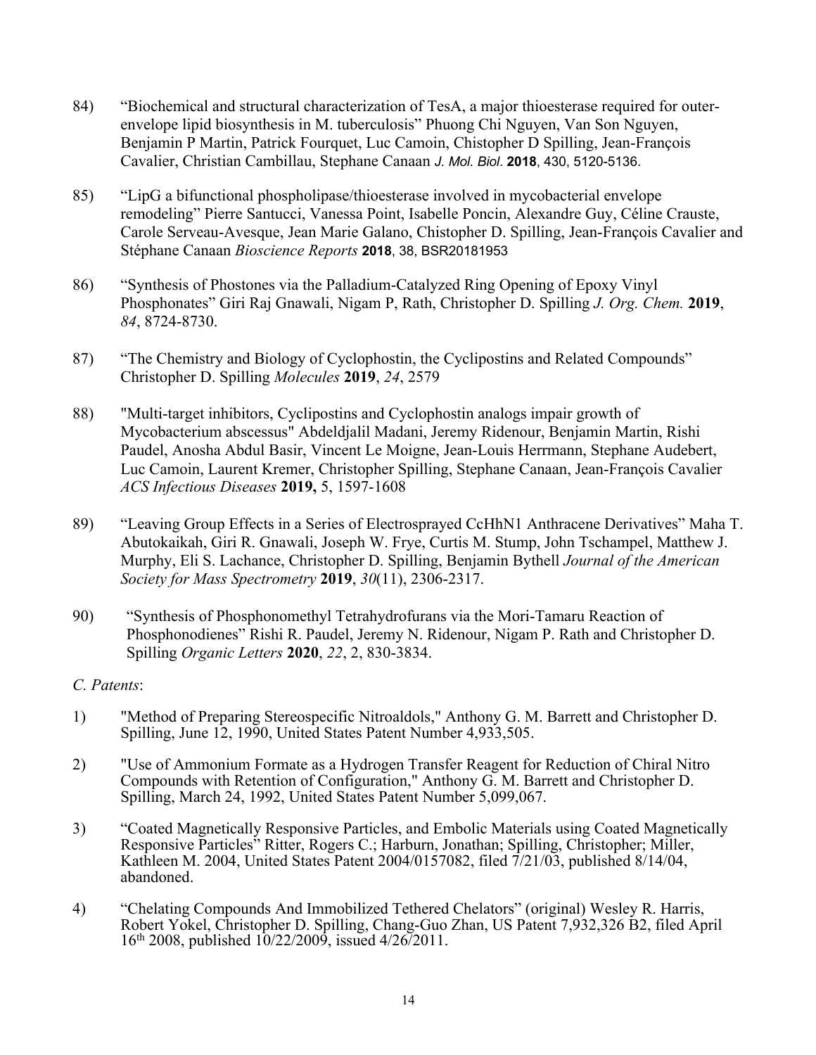84) "Biochemical and structural characterization of TesA, a major thioesterase required for outer-envelope lipid biosynthesis in M. tuberculosis" Phuong Chi Nguyen, Van Son Nguyen, Benjamin P Martin, Patrick Fourquet, Luc Camoin, Chistopher D Spilling, Jean-François Cavalier, Christian Cambillau, Stephane Canaan *J. Mol. Biol*. **2018**, 430, 5120-5136.

85) "LipG a bifunctional phospholipase/thioesterase involved in mycobacterial envelope remodeling" Pierre Santucci, Vanessa Point, Isabelle Poncin, Alexandre Guy, Céline Crauste, Carole Serveau-Avesque, Jean Marie Galano, Chistopher D. Spilling, Jean-François Cavalier and Stéphane Canaan *Bioscience Reports* **2018**, 38, BSR20181953

86) "Synthesis of Phostones via the Palladium-Catalyzed Ring Opening of Epoxy Vinyl Phosphonates" Giri Raj Gnawali, Nigam P, Rath, Christopher D. Spilling *J. Org. Chem.* **2019**, *84*, 8724-8730.

87) "The Chemistry and Biology of Cyclophostin, the Cyclipostins and Related Compounds" Christopher D. Spilling *Molecules* **2019**, *24*, 2579

88) "Multi-target inhibitors, Cyclipostins and Cyclophostin analogs impair growth of Mycobacterium abscessus" Abdeldjalil Madani, Jeremy Ridenour, Benjamin Martin, Rishi Paudel, Anosha Abdul Basir, Vincent Le Moigne, Jean-Louis Herrmann, Stephane Audebert, Luc Camoin, Laurent Kremer, Christopher Spilling, Stephane Canaan, Jean-François Cavalier *ACS Infectious Diseases* **2019,** 5, 1597-1608

89) "Leaving Group Effects in a Series of Electrosprayed CcHhN1 Anthracene Derivatives" Maha T. Abutokaikah, Giri R. Gnawali, Joseph W. Frye, Curtis M. Stump, John Tschampel, Matthew J. Murphy, Eli S. Lachance, Christopher D. Spilling, Benjamin Bythell *Journal of the American Society for Mass Spectrometry* **2019**, *30*(11), 2306-2317.

90) "Synthesis of Phosphonomethyl Tetrahydrofurans via the Mori-Tamaru Reaction of Phosphonodienes" Rishi R. Paudel, Jeremy N. Ridenour, Nigam P. Rath and Christopher D. Spilling *Organic Letters* **2020**, *22*, 2, 830-3834.

*C. Patents*:

1) "Method of Preparing Stereospecific Nitroaldols," Anthony G. M. Barrett and Christopher D. Spilling, June 12, 1990, United States Patent Number 4,933,505.

2) "Use of Ammonium Formate as a Hydrogen Transfer Reagent for Reduction of Chiral Nitro Compounds with Retention of Configuration," Anthony G. M. Barrett and Christopher D. Spilling, March 24, 1992, United States Patent Number 5,099,067.

3) "Coated Magnetically Responsive Particles, and Embolic Materials using Coated Magnetically Responsive Particles" Ritter, Rogers C.; Harburn, Jonathan; Spilling, Christopher; Miller, Kathleen M. 2004, United States Patent 2004/0157082, filed 7/21/03, published 8/14/04, abandoned.

4) "Chelating Compounds And Immobilized Tethered Chelators" (original) Wesley R. Harris, Robert Yokel, Christopher D. Spilling, Chang-Guo Zhan, US Patent 7,932,326 B2, filed April 16th 2008, published 10/22/2009, issued 4/26/2011.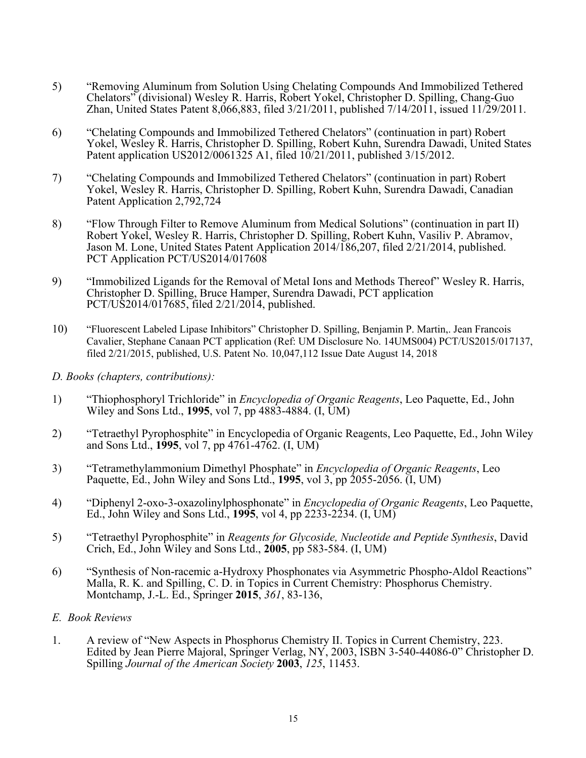5) "Removing Aluminum from Solution Using Chelating Compounds And Immobilized Tethered Chelators" (divisional) Wesley R. Harris, Robert Yokel, Christopher D. Spilling, Chang-Guo Zhan, United States Patent 8,066,883, filed 3/21/2011, published 7/14/2011, issued 11/29/2011.

6) "Chelating Compounds and Immobilized Tethered Chelators" (continuation in part) Robert Yokel, Wesley R. Harris, Christopher D. Spilling, Robert Kuhn, Surendra Dawadi, United States Patent application US2012/0061325 A1, filed 10/21/2011, published 3/15/2012.

7) "Chelating Compounds and Immobilized Tethered Chelators" (continuation in part) Robert Yokel, Wesley R. Harris, Christopher D. Spilling, Robert Kuhn, Surendra Dawadi, Canadian Patent Application 2,792,724

8) "Flow Through Filter to Remove Aluminum from Medical Solutions" (continuation in part II) Robert Yokel, Wesley R. Harris, Christopher D. Spilling, Robert Kuhn, Vasiliv P. Abramov, Jason M. Lone, United States Patent Application 2014/186,207, filed 2/21/2014, published. PCT Application PCT/US2014/017608

9) "Immobilized Ligands for the Removal of Metal Ions and Methods Thereof" Wesley R. Harris, Christopher D. Spilling, Bruce Hamper, Surendra Dawadi, PCT application PCT/US2014/017685, filed 2/21/2014, published.

10) "Fluorescent Labeled Lipase Inhibitors" Christopher D. Spilling, Benjamin P. Martin,. Jean Francois Cavalier, Stephane Canaan PCT application (Ref: UM Disclosure No. 14UMS004) PCT/US2015/017137, filed 2/21/2015, published, U.S. Patent No. 10,047,112 Issue Date August 14, 2018

*D. Books (chapters, contributions):*

1) "Thiophosphoryl Trichloride" in *Encyclopedia of Organic Reagents*, Leo Paquette, Ed., John Wiley and Sons Ltd., **1995**, vol 7, pp 4883-4884. (I, UM)

2) "Tetraethyl Pyrophosphite" in Encyclopedia of Organic Reagents, Leo Paquette, Ed., John Wiley and Sons Ltd., **1995**, vol 7, pp 4761-4762. (I, UM)

3) "Tetramethylammonium Dimethyl Phosphate" in *Encyclopedia of Organic Reagents*, Leo Paquette, Ed., John Wiley and Sons Ltd., **1995**, vol 3, pp 2055-2056. (I, UM)

4) "Diphenyl 2-oxo-3-oxazolinylphosphonate" in *Encyclopedia of Organic Reagents*, Leo Paquette, Ed., John Wiley and Sons Ltd., **1995**, vol 4, pp 2233-2234. (I, UM)

5) "Tetraethyl Pyrophosphite" in *Reagents for Glycoside, Nucleotide and Peptide Synthesis*, David Crich, Ed., John Wiley and Sons Ltd., **2005**, pp 583-584. (I, UM)

6) "Synthesis of Non-racemic a-Hydroxy Phosphonates via Asymmetric Phospho-Aldol Reactions" Malla, R. K. and Spilling, C. D. in Topics in Current Chemistry: Phosphorus Chemistry. Montchamp, J.-L. Ed., Springer **2015**, *361*, 83-136,

*E. Book Reviews*

1. A review of "New Aspects in Phosphorus Chemistry II. Topics in Current Chemistry, 223. Edited by Jean Pierre Majoral, Springer Verlag, NY, 2003, ISBN 3-540-44086-0" Christopher D. Spilling *Journal of the American Society* **2003**, *125*, 11453.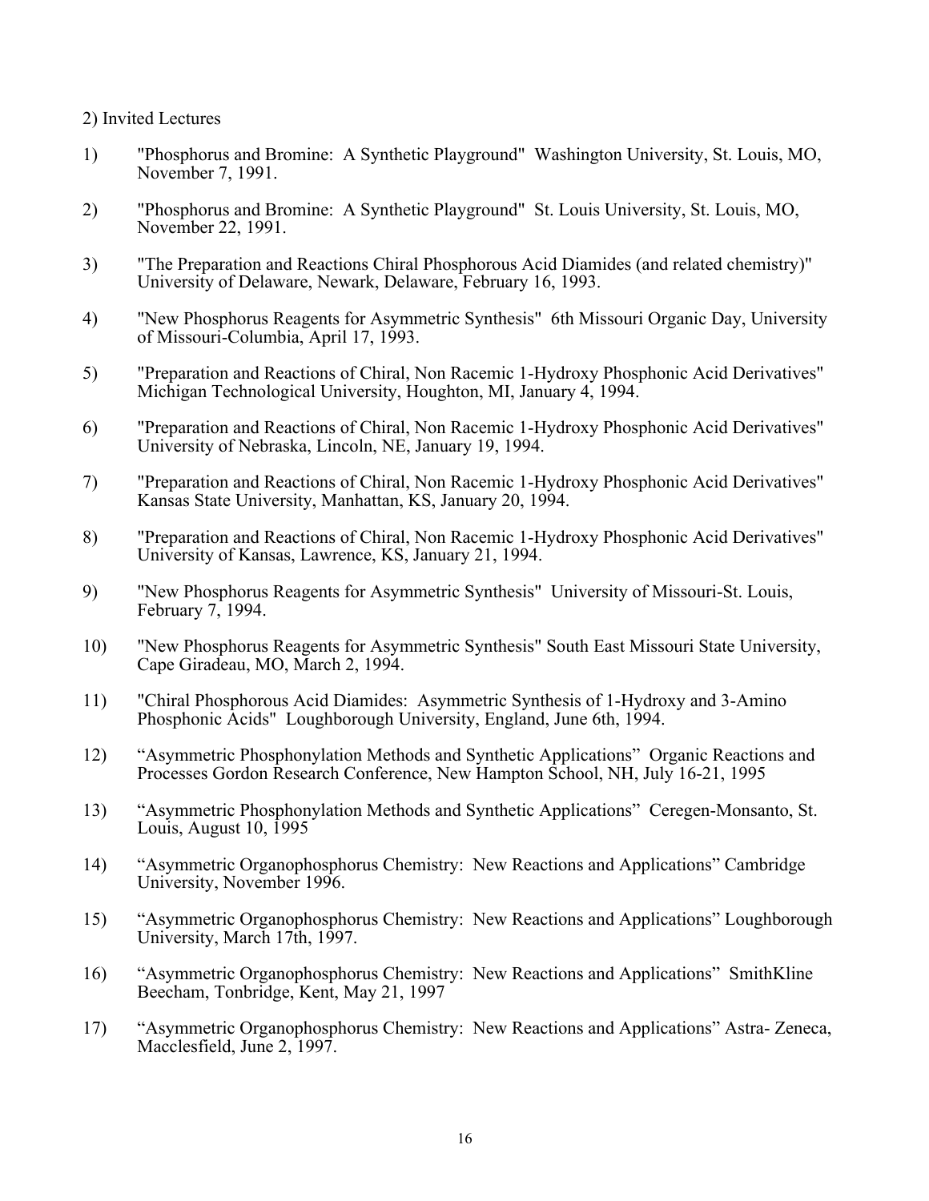2) Invited Lectures

1) "Phosphorus and Bromine: A Synthetic Playground" Washington University, St. Louis, MO, November 7, 1991.

2) "Phosphorus and Bromine: A Synthetic Playground" St. Louis University, St. Louis, MO, November 22, 1991.

3) "The Preparation and Reactions Chiral Phosphorous Acid Diamides (and related chemistry)" University of Delaware, Newark, Delaware, February 16, 1993.

4) "New Phosphorus Reagents for Asymmetric Synthesis" 6th Missouri Organic Day, University of Missouri-Columbia, April 17, 1993.

5) "Preparation and Reactions of Chiral, Non Racemic 1-Hydroxy Phosphonic Acid Derivatives" Michigan Technological University, Houghton, MI, January 4, 1994.

6) "Preparation and Reactions of Chiral, Non Racemic 1-Hydroxy Phosphonic Acid Derivatives" University of Nebraska, Lincoln, NE, January 19, 1994.

7) "Preparation and Reactions of Chiral, Non Racemic 1-Hydroxy Phosphonic Acid Derivatives" Kansas State University, Manhattan, KS, January 20, 1994.

8) "Preparation and Reactions of Chiral, Non Racemic 1-Hydroxy Phosphonic Acid Derivatives" University of Kansas, Lawrence, KS, January 21, 1994.

9) "New Phosphorus Reagents for Asymmetric Synthesis" University of Missouri-St. Louis, February 7, 1994.

10) "New Phosphorus Reagents for Asymmetric Synthesis" South East Missouri State University, Cape Giradeau, MO, March 2, 1994.

11) "Chiral Phosphorous Acid Diamides: Asymmetric Synthesis of 1-Hydroxy and 3-Amino Phosphonic Acids" Loughborough University, England, June 6th, 1994.

12) “Asymmetric Phosphonylation Methods and Synthetic Applications” Organic Reactions and Processes Gordon Research Conference, New Hampton School, NH, July 16-21, 1995

13) “Asymmetric Phosphonylation Methods and Synthetic Applications” Ceregen-Monsanto, St. Louis, August 10, 1995

14) “Asymmetric Organophosphorus Chemistry: New Reactions and Applications” Cambridge University, November 1996.

15) “Asymmetric Organophosphorus Chemistry: New Reactions and Applications” Loughborough University, March 17th, 1997.

16) “Asymmetric Organophosphorus Chemistry: New Reactions and Applications” SmithKline Beecham, Tonbridge, Kent, May 21, 1997

17) “Asymmetric Organophosphorus Chemistry: New Reactions and Applications” Astra- Zeneca, Macclesfield, June 2, 1997.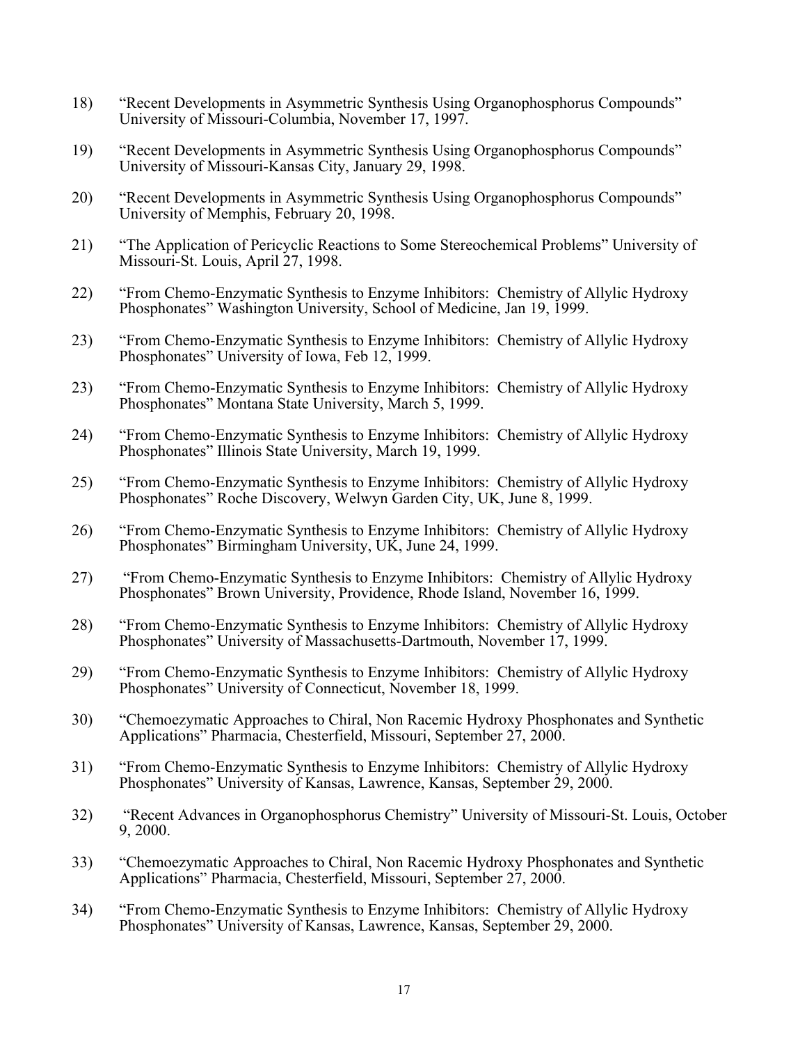18) "Recent Developments in Asymmetric Synthesis Using Organophosphorus Compounds" University of Missouri-Columbia, November 17, 1997.

19) "Recent Developments in Asymmetric Synthesis Using Organophosphorus Compounds" University of Missouri-Kansas City, January 29, 1998.

20) "Recent Developments in Asymmetric Synthesis Using Organophosphorus Compounds" University of Memphis, February 20, 1998.

21) "The Application of Pericyclic Reactions to Some Stereochemical Problems" University of Missouri-St. Louis, April 27, 1998.

22) "From Chemo-Enzymatic Synthesis to Enzyme Inhibitors: Chemistry of Allylic Hydroxy Phosphonates" Washington University, School of Medicine, Jan 19, 1999.

23) "From Chemo-Enzymatic Synthesis to Enzyme Inhibitors: Chemistry of Allylic Hydroxy Phosphonates" University of Iowa, Feb 12, 1999.

23) "From Chemo-Enzymatic Synthesis to Enzyme Inhibitors: Chemistry of Allylic Hydroxy Phosphonates" Montana State University, March 5, 1999.

24) "From Chemo-Enzymatic Synthesis to Enzyme Inhibitors: Chemistry of Allylic Hydroxy Phosphonates" Illinois State University, March 19, 1999.

25) "From Chemo-Enzymatic Synthesis to Enzyme Inhibitors: Chemistry of Allylic Hydroxy Phosphonates" Roche Discovery, Welwyn Garden City, UK, June 8, 1999.

26) "From Chemo-Enzymatic Synthesis to Enzyme Inhibitors: Chemistry of Allylic Hydroxy Phosphonates" Birmingham University, UK, June 24, 1999.

27) "From Chemo-Enzymatic Synthesis to Enzyme Inhibitors: Chemistry of Allylic Hydroxy Phosphonates" Brown University, Providence, Rhode Island, November 16, 1999.

28) "From Chemo-Enzymatic Synthesis to Enzyme Inhibitors: Chemistry of Allylic Hydroxy Phosphonates" University of Massachusetts-Dartmouth, November 17, 1999.

29) "From Chemo-Enzymatic Synthesis to Enzyme Inhibitors: Chemistry of Allylic Hydroxy Phosphonates" University of Connecticut, November 18, 1999.

30) "Chemoezymatic Approaches to Chiral, Non Racemic Hydroxy Phosphonates and Synthetic Applications" Pharmacia, Chesterfield, Missouri, September 27, 2000.

31) "From Chemo-Enzymatic Synthesis to Enzyme Inhibitors: Chemistry of Allylic Hydroxy Phosphonates" University of Kansas, Lawrence, Kansas, September 29, 2000.

32) "Recent Advances in Organophosphorus Chemistry" University of Missouri-St. Louis, October 9, 2000.

33) "Chemoezymatic Approaches to Chiral, Non Racemic Hydroxy Phosphonates and Synthetic Applications" Pharmacia, Chesterfield, Missouri, September 27, 2000.

34) "From Chemo-Enzymatic Synthesis to Enzyme Inhibitors: Chemistry of Allylic Hydroxy Phosphonates" University of Kansas, Lawrence, Kansas, September 29, 2000.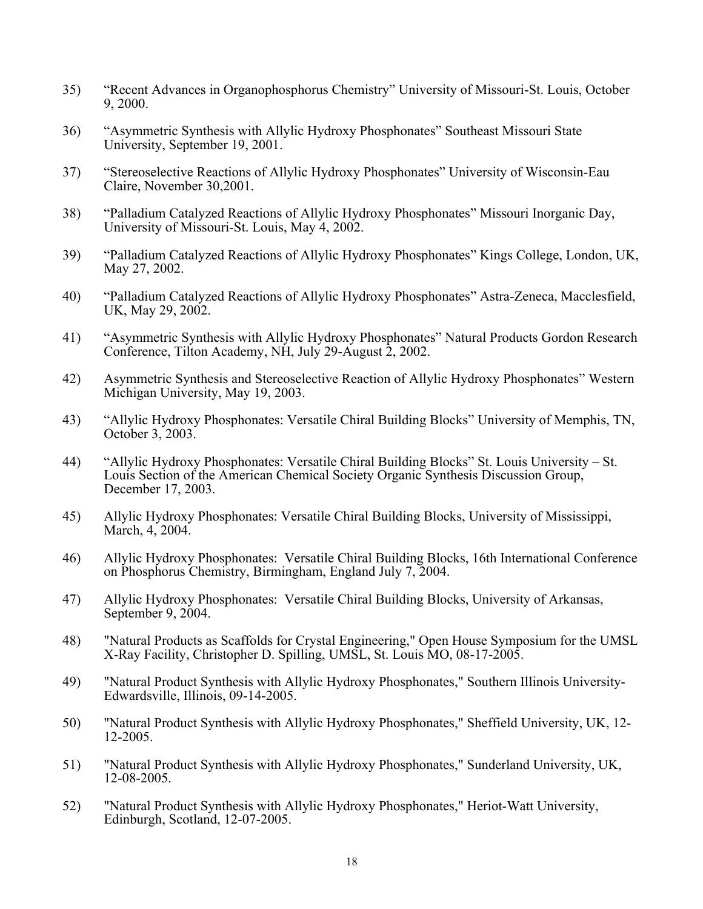35) "Recent Advances in Organophosphorus Chemistry" University of Missouri-St. Louis, October 9, 2000.

36) "Asymmetric Synthesis with Allylic Hydroxy Phosphonates" Southeast Missouri State University, September 19, 2001.

37) "Stereoselective Reactions of Allylic Hydroxy Phosphonates" University of Wisconsin-Eau Claire, November 30,2001.

38) "Palladium Catalyzed Reactions of Allylic Hydroxy Phosphonates" Missouri Inorganic Day, University of Missouri-St. Louis, May 4, 2002.

39) "Palladium Catalyzed Reactions of Allylic Hydroxy Phosphonates" Kings College, London, UK, May 27, 2002.

40) "Palladium Catalyzed Reactions of Allylic Hydroxy Phosphonates" Astra-Zeneca, Macclesfield, UK, May 29, 2002.

41) "Asymmetric Synthesis with Allylic Hydroxy Phosphonates" Natural Products Gordon Research Conference, Tilton Academy, NH, July 29-August 2, 2002.

42) Asymmetric Synthesis and Stereoselective Reaction of Allylic Hydroxy Phosphonates" Western Michigan University, May 19, 2003.

43) "Allylic Hydroxy Phosphonates: Versatile Chiral Building Blocks" University of Memphis, TN, October 3, 2003.

44) "Allylic Hydroxy Phosphonates: Versatile Chiral Building Blocks" St. Louis University – St. Louis Section of the American Chemical Society Organic Synthesis Discussion Group, December 17, 2003.

45) Allylic Hydroxy Phosphonates: Versatile Chiral Building Blocks, University of Mississippi, March, 4, 2004.

46) Allylic Hydroxy Phosphonates: Versatile Chiral Building Blocks, 16th International Conference on Phosphorus Chemistry, Birmingham, England July 7, 2004.

47) Allylic Hydroxy Phosphonates: Versatile Chiral Building Blocks, University of Arkansas, September 9, 2004.

48) "Natural Products as Scaffolds for Crystal Engineering," Open House Symposium for the UMSL X-Ray Facility, Christopher D. Spilling, UMSL, St. Louis MO, 08-17-2005.

49) "Natural Product Synthesis with Allylic Hydroxy Phosphonates," Southern Illinois University-Edwardsville, Illinois, 09-14-2005.

50) "Natural Product Synthesis with Allylic Hydroxy Phosphonates," Sheffield University, UK, 12-12-2005.

51) "Natural Product Synthesis with Allylic Hydroxy Phosphonates," Sunderland University, UK, 12-08-2005.

52) "Natural Product Synthesis with Allylic Hydroxy Phosphonates," Heriot-Watt University, Edinburgh, Scotland, 12-07-2005.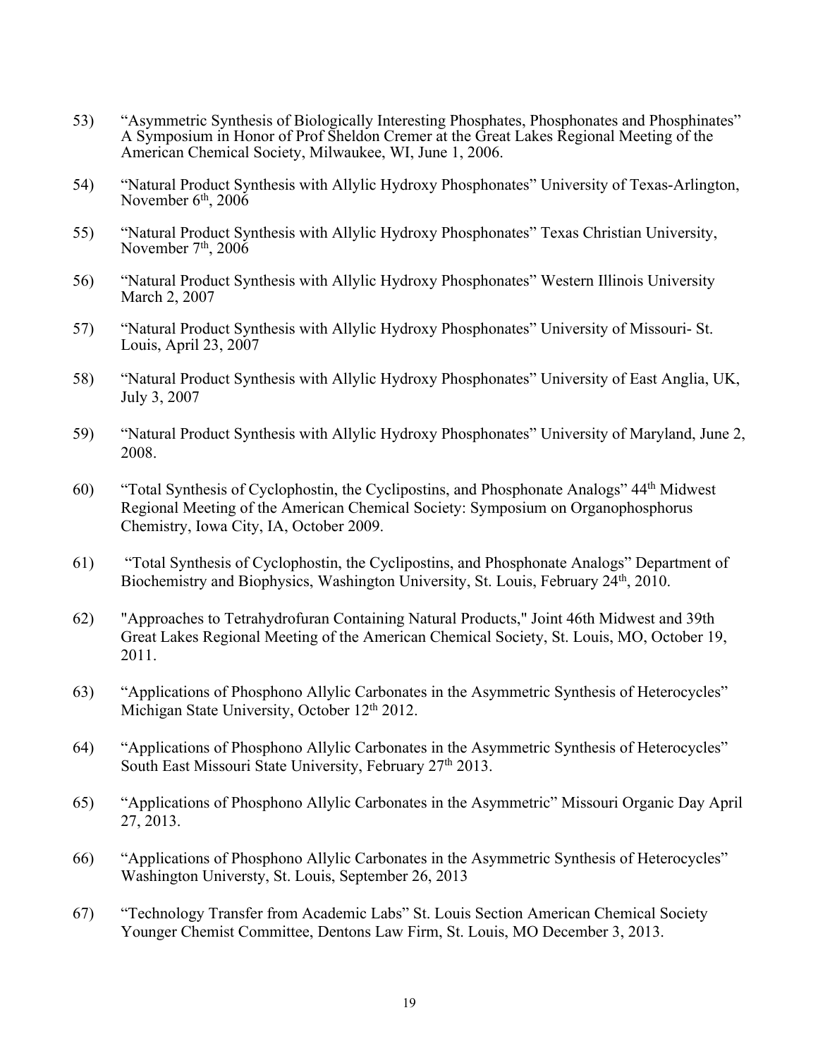53) "Asymmetric Synthesis of Biologically Interesting Phosphates, Phosphonates and Phosphinates" A Symposium in Honor of Prof Sheldon Cremer at the Great Lakes Regional Meeting of the American Chemical Society, Milwaukee, WI, June 1, 2006.

54) "Natural Product Synthesis with Allylic Hydroxy Phosphonates" University of Texas-Arlington, November 6th, 2006

55) "Natural Product Synthesis with Allylic Hydroxy Phosphonates" Texas Christian University, November 7th, 2006

56) "Natural Product Synthesis with Allylic Hydroxy Phosphonates" Western Illinois University March 2, 2007

57) "Natural Product Synthesis with Allylic Hydroxy Phosphonates" University of Missouri- St. Louis, April 23, 2007

58) "Natural Product Synthesis with Allylic Hydroxy Phosphonates" University of East Anglia, UK, July 3, 2007

59) "Natural Product Synthesis with Allylic Hydroxy Phosphonates" University of Maryland, June 2, 2008.

60) "Total Synthesis of Cyclophostin, the Cyclipostins, and Phosphonate Analogs" 44th Midwest Regional Meeting of the American Chemical Society: Symposium on Organophosphorus Chemistry, Iowa City, IA, October 2009.

61) "Total Synthesis of Cyclophostin, the Cyclipostins, and Phosphonate Analogs" Department of Biochemistry and Biophysics, Washington University, St. Louis, February 24th, 2010.

62) "Approaches to Tetrahydrofuran Containing Natural Products," Joint 46th Midwest and 39th Great Lakes Regional Meeting of the American Chemical Society, St. Louis, MO, October 19, 2011.

63) "Applications of Phosphono Allylic Carbonates in the Asymmetric Synthesis of Heterocycles" Michigan State University, October 12th 2012.

64) "Applications of Phosphono Allylic Carbonates in the Asymmetric Synthesis of Heterocycles" South East Missouri State University, February 27th 2013.

65) "Applications of Phosphono Allylic Carbonates in the Asymmetric" Missouri Organic Day April 27, 2013.

66) "Applications of Phosphono Allylic Carbonates in the Asymmetric Synthesis of Heterocycles" Washington Universty, St. Louis, September 26, 2013

67) "Technology Transfer from Academic Labs" St. Louis Section American Chemical Society Younger Chemist Committee, Dentons Law Firm, St. Louis, MO December 3, 2013.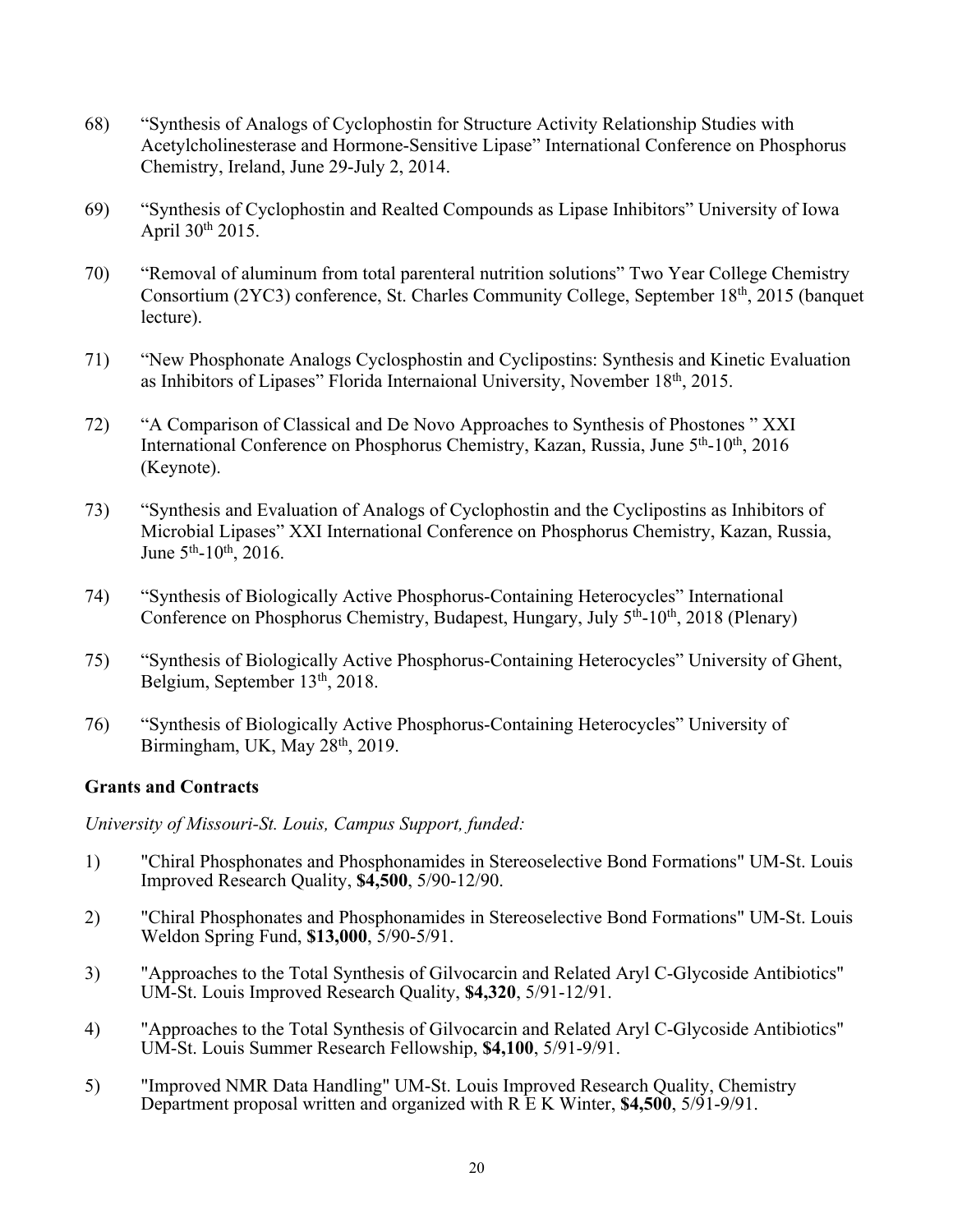68) "Synthesis of Analogs of Cyclophostin for Structure Activity Relationship Studies with Acetylcholinesterase and Hormone-Sensitive Lipase" International Conference on Phosphorus Chemistry, Ireland, June 29-July 2, 2014.

69) "Synthesis of Cyclophostin and Realted Compounds as Lipase Inhibitors" University of Iowa April 30th 2015.

70) "Removal of aluminum from total parenteral nutrition solutions" Two Year College Chemistry Consortium (2YC3) conference, St. Charles Community College, September 18th, 2015 (banquet lecture).

71) "New Phosphonate Analogs Cyclosphostin and Cyclipostins: Synthesis and Kinetic Evaluation as Inhibitors of Lipases" Florida Internaional University, November 18th, 2015.

72) "A Comparison of Classical and De Novo Approaches to Synthesis of Phostones " XXI International Conference on Phosphorus Chemistry, Kazan, Russia, June 5th-10th, 2016 (Keynote).

73) "Synthesis and Evaluation of Analogs of Cyclophostin and the Cyclipostins as Inhibitors of Microbial Lipases" XXI International Conference on Phosphorus Chemistry, Kazan, Russia, June 5th-10th, 2016.

74) "Synthesis of Biologically Active Phosphorus-Containing Heterocycles" International Conference on Phosphorus Chemistry, Budapest, Hungary, July 5th-10th, 2018 (Plenary)

75) "Synthesis of Biologically Active Phosphorus-Containing Heterocycles" University of Ghent, Belgium, September 13th, 2018.

76) "Synthesis of Biologically Active Phosphorus-Containing Heterocycles" University of Birmingham, UK, May 28th, 2019.

## Grants and Contracts

*University of Missouri-St. Louis, Campus Support, funded:*

1) "Chiral Phosphonates and Phosphonamides in Stereoselective Bond Formations" UM-St. Louis Improved Research Quality, **$4,500**, 5/90-12/90.

2) "Chiral Phosphonates and Phosphonamides in Stereoselective Bond Formations" UM-St. Louis Weldon Spring Fund, **$13,000**, 5/90-5/91.

3) "Approaches to the Total Synthesis of Gilvocarcin and Related Aryl C-Glycoside Antibiotics" UM-St. Louis Improved Research Quality, **$4,320**, 5/91-12/91.

4) "Approaches to the Total Synthesis of Gilvocarcin and Related Aryl C-Glycoside Antibiotics" UM-St. Louis Summer Research Fellowship, **$4,100**, 5/91-9/91.

5) "Improved NMR Data Handling" UM-St. Louis Improved Research Quality, Chemistry Department proposal written and organized with R E K Winter, **$4,500**, 5/91-9/91.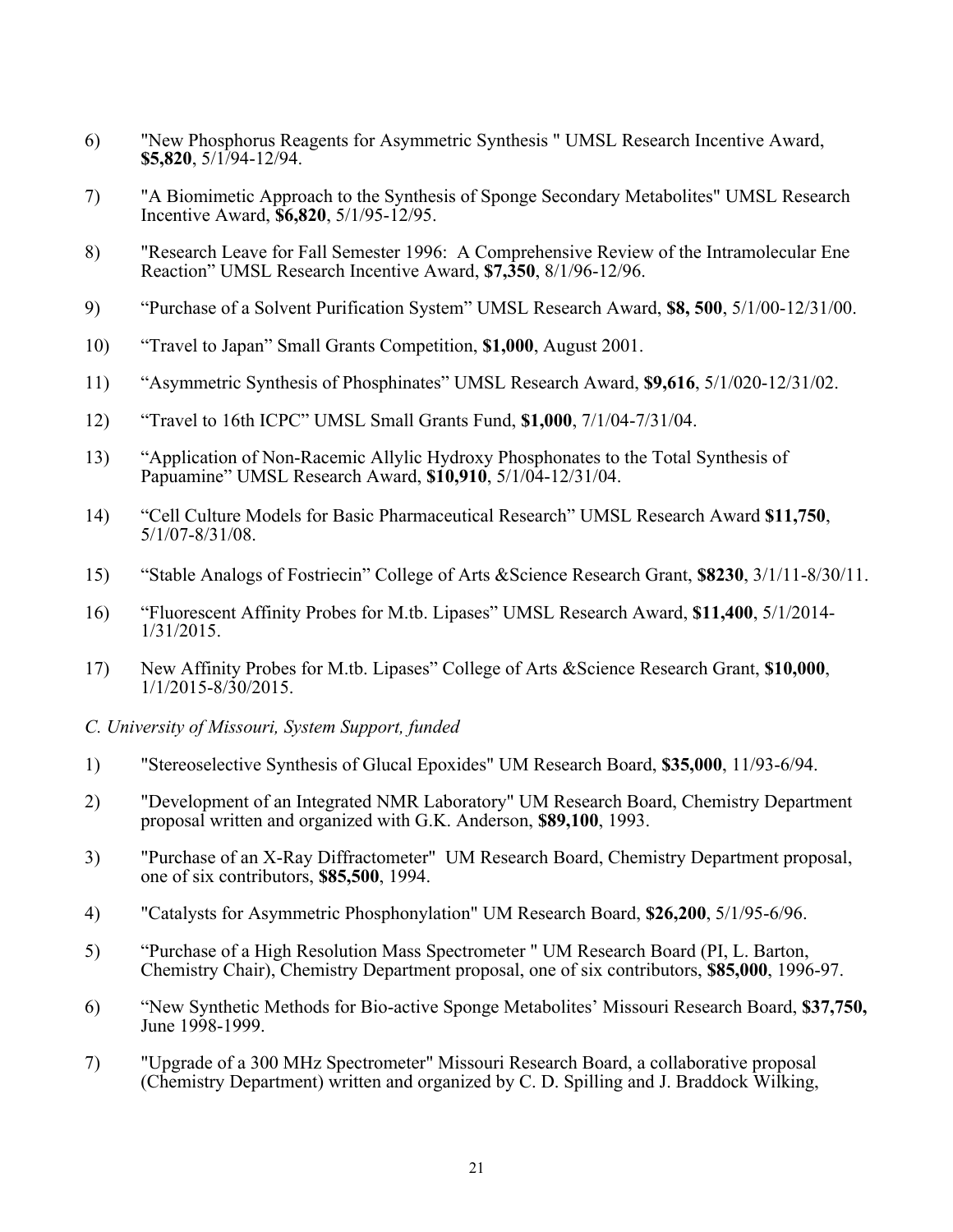6) "New Phosphorus Reagents for Asymmetric Synthesis " UMSL Research Incentive Award, **$5,820**, 5/1/94-12/94.

7) "A Biomimetic Approach to the Synthesis of Sponge Secondary Metabolites" UMSL Research Incentive Award, **$6,820**, 5/1/95-12/95.

8) "Research Leave for Fall Semester 1996: A Comprehensive Review of the Intramolecular Ene Reaction" UMSL Research Incentive Award, **$7,350**, 8/1/96-12/96.

9) "Purchase of a Solvent Purification System" UMSL Research Award, **$8, 500**, 5/1/00-12/31/00.

10) "Travel to Japan" Small Grants Competition, **$1,000**, August 2001.

11) "Asymmetric Synthesis of Phosphinates" UMSL Research Award, **$9,616**, 5/1/020-12/31/02.

12) "Travel to 16th ICPC" UMSL Small Grants Fund, **$1,000**, 7/1/04-7/31/04.

13) "Application of Non-Racemic Allylic Hydroxy Phosphonates to the Total Synthesis of Papuamine" UMSL Research Award, **$10,910**, 5/1/04-12/31/04.

14) "Cell Culture Models for Basic Pharmaceutical Research" UMSL Research Award **$11,750**, 5/1/07-8/31/08.

15) "Stable Analogs of Fostriecin" College of Arts &Science Research Grant, **$8230**, 3/1/11-8/30/11.

16) "Fluorescent Affinity Probes for M.tb. Lipases" UMSL Research Award, **$11,400**, 5/1/2014-1/31/2015.

17) New Affinity Probes for M.tb. Lipases" College of Arts &Science Research Grant, **$10,000**, 1/1/2015-8/30/2015.

*C. University of Missouri, System Support, funded*

1) "Stereoselective Synthesis of Glucal Epoxides" UM Research Board, **$35,000**, 11/93-6/94.

2) "Development of an Integrated NMR Laboratory" UM Research Board, Chemistry Department proposal written and organized with G.K. Anderson, **$89,100**, 1993.

3) "Purchase of an X-Ray Diffractometer" UM Research Board, Chemistry Department proposal, one of six contributors, **$85,500**, 1994.

4) "Catalysts for Asymmetric Phosphonylation" UM Research Board, **$26,200**, 5/1/95-6/96.

5) "Purchase of a High Resolution Mass Spectrometer " UM Research Board (PI, L. Barton, Chemistry Chair), Chemistry Department proposal, one of six contributors, **$85,000**, 1996-97.

6) "New Synthetic Methods for Bio-active Sponge Metabolites' Missouri Research Board, **$37,750,** June 1998-1999.

7) "Upgrade of a 300 MHz Spectrometer" Missouri Research Board, a collaborative proposal (Chemistry Department) written and organized by C. D. Spilling and J. Braddock Wilking,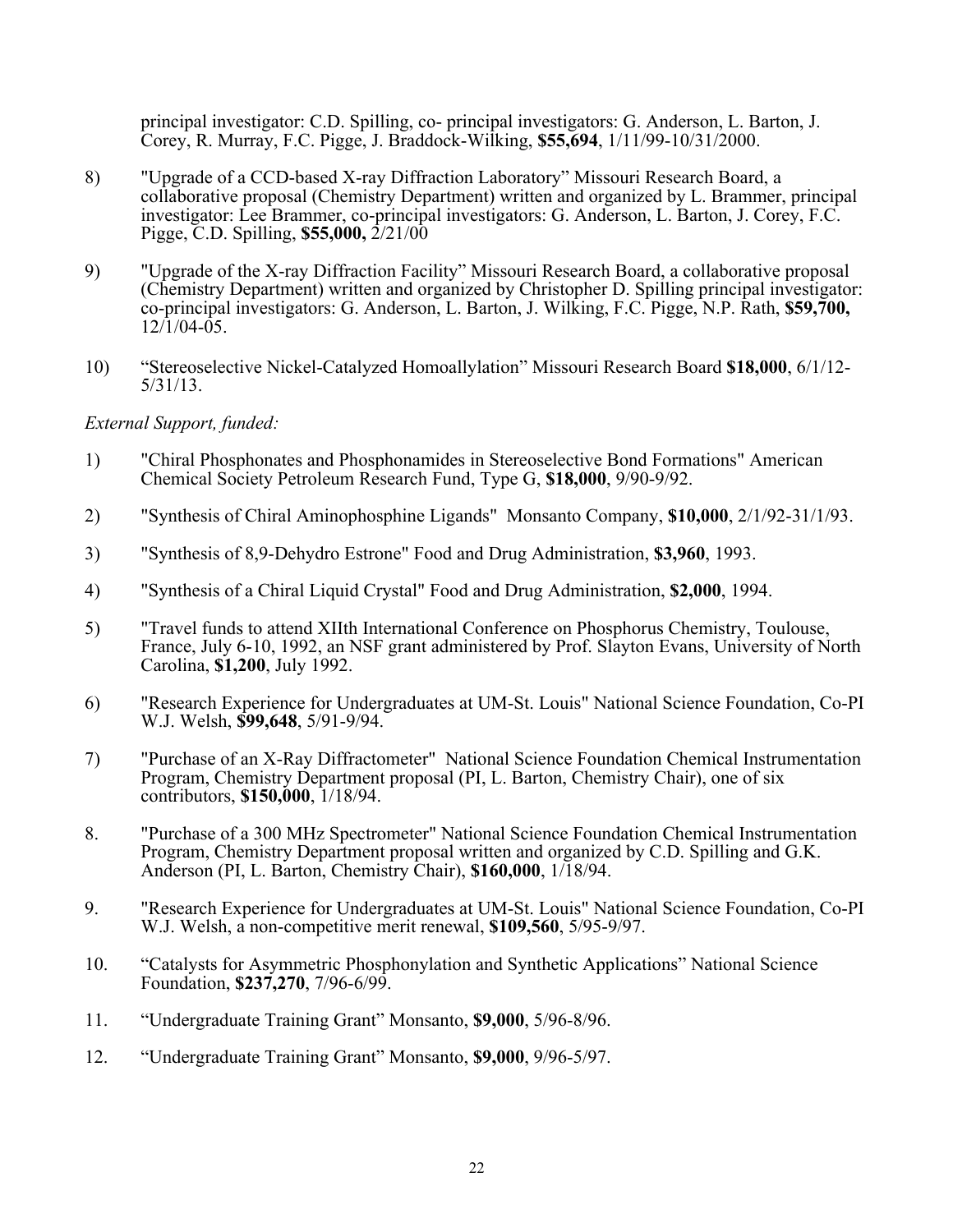principal investigator: C.D. Spilling, co- principal investigators: G. Anderson, L. Barton, J. Corey, R. Murray, F.C. Pigge, J. Braddock-Wilking, **$55,694**, 1/11/99-10/31/2000.

8) "Upgrade of a CCD-based X-ray Diffraction Laboratory" Missouri Research Board, a collaborative proposal (Chemistry Department) written and organized by L. Brammer, principal investigator: Lee Brammer, co-principal investigators: G. Anderson, L. Barton, J. Corey, F.C. Pigge, C.D. Spilling, **$55,000,** 2/21/00

9) "Upgrade of the X-ray Diffraction Facility" Missouri Research Board, a collaborative proposal (Chemistry Department) written and organized by Christopher D. Spilling principal investigator: co-principal investigators: G. Anderson, L. Barton, J. Wilking, F.C. Pigge, N.P. Rath, **$59,700,** 12/1/04-05.

10) "Stereoselective Nickel-Catalyzed Homoallylation" Missouri Research Board **$18,000**, 6/1/12-5/31/13.

*External Support, funded:*

1) "Chiral Phosphonates and Phosphonamides in Stereoselective Bond Formations" American Chemical Society Petroleum Research Fund, Type G, **$18,000**, 9/90-9/92.

2) "Synthesis of Chiral Aminophosphine Ligands" Monsanto Company, **$10,000**, 2/1/92-31/1/93.

3) "Synthesis of 8,9-Dehydro Estrone" Food and Drug Administration, **$3,960**, 1993.

4) "Synthesis of a Chiral Liquid Crystal" Food and Drug Administration, **$2,000**, 1994.

5) "Travel funds to attend XIIth International Conference on Phosphorus Chemistry, Toulouse, France, July 6-10, 1992, an NSF grant administered by Prof. Slayton Evans, University of North Carolina, **$1,200**, July 1992.

6) "Research Experience for Undergraduates at UM-St. Louis" National Science Foundation, Co-PI W.J. Welsh, **$99,648**, 5/91-9/94.

7) "Purchase of an X-Ray Diffractometer" National Science Foundation Chemical Instrumentation Program, Chemistry Department proposal (PI, L. Barton, Chemistry Chair), one of six contributors, **$150,000**, 1/18/94.

8. "Purchase of a 300 MHz Spectrometer" National Science Foundation Chemical Instrumentation Program, Chemistry Department proposal written and organized by C.D. Spilling and G.K. Anderson (PI, L. Barton, Chemistry Chair), **$160,000**, 1/18/94.

9. "Research Experience for Undergraduates at UM-St. Louis" National Science Foundation, Co-PI W.J. Welsh, a non-competitive merit renewal, **$109,560**, 5/95-9/97.

10. "Catalysts for Asymmetric Phosphonylation and Synthetic Applications" National Science Foundation, **$237,270**, 7/96-6/99.

11. "Undergraduate Training Grant" Monsanto, **$9,000**, 5/96-8/96.

12. "Undergraduate Training Grant" Monsanto, **$9,000**, 9/96-5/97.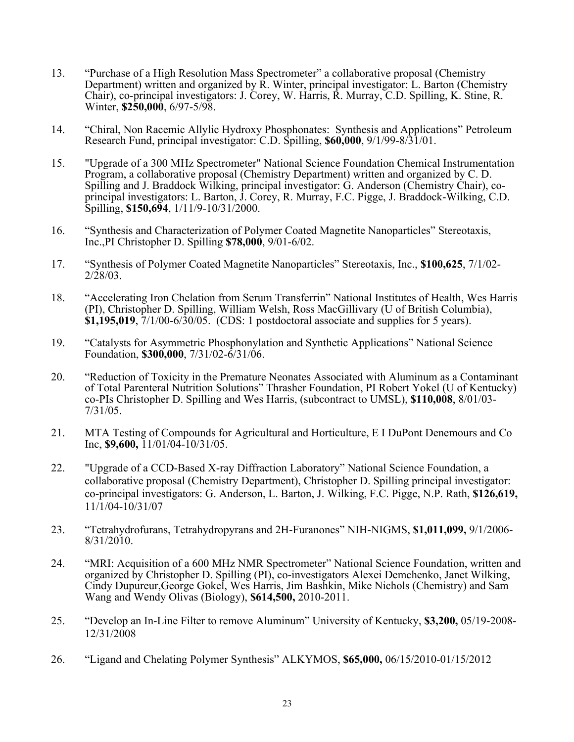13. "Purchase of a High Resolution Mass Spectrometer" a collaborative proposal (Chemistry Department) written and organized by R. Winter, principal investigator: L. Barton (Chemistry Chair), co-principal investigators: J. Corey, W. Harris, R. Murray, C.D. Spilling, K. Stine, R. Winter, **$250,000**, 6/97-5/98.

14. "Chiral, Non Racemic Allylic Hydroxy Phosphonates: Synthesis and Applications" Petroleum Research Fund, principal investigator: C.D. Spilling, **$60,000**, 9/1/99-8/31/01.

15. "Upgrade of a 300 MHz Spectrometer" National Science Foundation Chemical Instrumentation Program, a collaborative proposal (Chemistry Department) written and organized by C. D. Spilling and J. Braddock Wilking, principal investigator: G. Anderson (Chemistry Chair), co-principal investigators: L. Barton, J. Corey, R. Murray, F.C. Pigge, J. Braddock-Wilking, C.D. Spilling, **$150,694**, 1/11/9-10/31/2000.

16. "Synthesis and Characterization of Polymer Coated Magnetite Nanoparticles" Stereotaxis, Inc.,PI Christopher D. Spilling **$78,000**, 9/01-6/02.

17. "Synthesis of Polymer Coated Magnetite Nanoparticles" Stereotaxis, Inc., **$100,625**, 7/1/02-2/28/03.

18. "Accelerating Iron Chelation from Serum Transferrin" National Institutes of Health, Wes Harris (PI), Christopher D. Spilling, William Welsh, Ross MacGillivary (U of British Columbia), **$1,195,019**, 7/1/00-6/30/05. (CDS: 1 postdoctoral associate and supplies for 5 years).

19. "Catalysts for Asymmetric Phosphonylation and Synthetic Applications" National Science Foundation, **$300,000**, 7/31/02-6/31/06.

20. "Reduction of Toxicity in the Premature Neonates Associated with Aluminum as a Contaminant of Total Parenteral Nutrition Solutions" Thrasher Foundation, PI Robert Yokel (U of Kentucky) co-PIs Christopher D. Spilling and Wes Harris, (subcontract to UMSL), **$110,008**, 8/01/03-7/31/05.

21. MTA Testing of Compounds for Agricultural and Horticulture, E I DuPont Denemours and Co Inc, **$9,600,** 11/01/04-10/31/05.

22. "Upgrade of a CCD-Based X-ray Diffraction Laboratory" National Science Foundation, a collaborative proposal (Chemistry Department), Christopher D. Spilling principal investigator: co-principal investigators: G. Anderson, L. Barton, J. Wilking, F.C. Pigge, N.P. Rath, **$126,619,** 11/1/04-10/31/07

23. "Tetrahydrofurans, Tetrahydropyrans and 2H-Furanones" NIH-NIGMS, **$1,011,099,** 9/1/2006-8/31/2010.

24. "MRI: Acquisition of a 600 MHz NMR Spectrometer" National Science Foundation, written and organized by Christopher D. Spilling (PI), co-investigators Alexei Demchenko, Janet Wilking, Cindy Dupureur,George Gokel, Wes Harris, Jim Bashkin, Mike Nichols (Chemistry) and Sam Wang and Wendy Olivas (Biology), **$614,500,** 2010-2011.

25. "Develop an In-Line Filter to remove Aluminum" University of Kentucky, **$3,200,** 05/19-2008-12/31/2008

26. "Ligand and Chelating Polymer Synthesis" ALKYMOS, **$65,000,** 06/15/2010-01/15/2012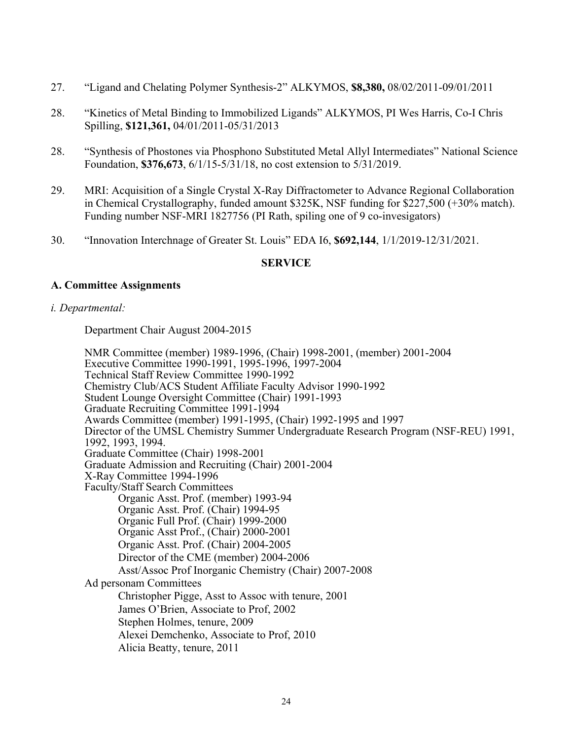27. "Ligand and Chelating Polymer Synthesis-2" ALKYMOS, **$8,380,** 08/02/2011-09/01/2011

28. "Kinetics of Metal Binding to Immobilized Ligands" ALKYMOS, PI Wes Harris, Co-I Chris Spilling, **$121,361,** 04/01/2011-05/31/2013

28. "Synthesis of Phostones via Phosphono Substituted Metal Allyl Intermediates" National Science Foundation, **$376,673**, 6/1/15-5/31/18, no cost extension to 5/31/2019.

29. MRI: Acquisition of a Single Crystal X-Ray Diffractometer to Advance Regional Collaboration in Chemical Crystallography, funded amount $325K, NSF funding for $227,500 (+30% match). Funding number NSF-MRI 1827756 (PI Rath, spiling one of 9 co-invesigators)

30. "Innovation Interchnage of Greater St. Louis" EDA I6, **$692,144**, 1/1/2019-12/31/2021.

## SERVICE

### A. Committee Assignments

*i. Departmental:*

Department Chair August 2004-2015

NMR Committee (member) 1989-1996, (Chair) 1998-2001, (member) 2001-2004
Executive Committee 1990-1991, 1995-1996, 1997-2004
Technical Staff Review Committee 1990-1992
Chemistry Club/ACS Student Affiliate Faculty Advisor 1990-1992
Student Lounge Oversight Committee (Chair) 1991-1993
Graduate Recruiting Committee 1991-1994
Awards Committee (member) 1991-1995, (Chair) 1992-1995 and 1997
Director of the UMSL Chemistry Summer Undergraduate Research Program (NSF-REU) 1991, 1992, 1993, 1994.
Graduate Committee (Chair) 1998-2001
Graduate Admission and Recruiting (Chair) 2001-2004
X-Ray Committee 1994-1996
Faculty/Staff Search Committees

- Organic Asst. Prof. (member) 1993-94
- Organic Asst. Prof. (Chair) 1994-95
- Organic Full Prof. (Chair) 1999-2000
- Organic Asst Prof., (Chair) 2000-2001
- Organic Asst. Prof. (Chair) 2004-2005
- Director of the CME (member) 2004-2006
- Asst/Assoc Prof Inorganic Chemistry (Chair) 2007-2008

Ad personam Committees

- Christopher Pigge, Asst to Assoc with tenure, 2001
- James O'Brien, Associate to Prof, 2002
- Stephen Holmes, tenure, 2009
- Alexei Demchenko, Associate to Prof, 2010
- Alicia Beatty, tenure, 2011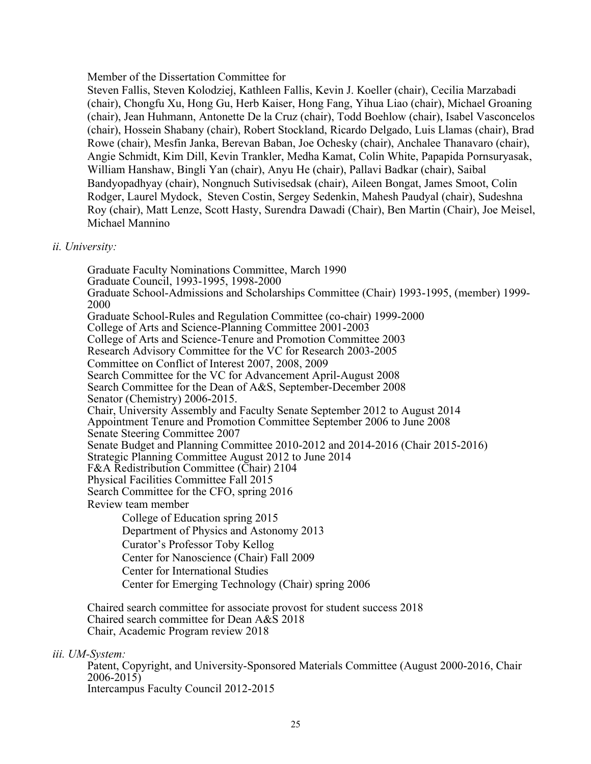Member of the Dissertation Committee for

Steven Fallis, Steven Kolodziej, Kathleen Fallis, Kevin J. Koeller (chair), Cecilia Marzabadi (chair), Chongfu Xu, Hong Gu, Herb Kaiser, Hong Fang, Yihua Liao (chair), Michael Groaning (chair), Jean Huhmann, Antonette De la Cruz (chair), Todd Boehlow (chair), Isabel Vasconcelos (chair), Hossein Shabany (chair), Robert Stockland, Ricardo Delgado, Luis Llamas (chair), Brad Rowe (chair), Mesfin Janka, Berevan Baban, Joe Ochesky (chair), Anchalee Thanavaro (chair), Angie Schmidt, Kim Dill, Kevin Trankler, Medha Kamat, Colin White, Papapida Pornsuryasak, William Hanshaw, Bingli Yan (chair), Anyu He (chair), Pallavi Badkar (chair), Saibal Bandyopadhyay (chair), Nongnuch Sutivisedsak (chair), Aileen Bongat, James Smoot, Colin Rodger, Laurel Mydock, Steven Costin, Sergey Sedenkin, Mahesh Paudyal (chair), Sudeshna Roy (chair), Matt Lenze, Scott Hasty, Surendra Dawadi (Chair), Ben Martin (Chair), Joe Meisel, Michael Mannino

*ii. University:*

Graduate Faculty Nominations Committee, March 1990
Graduate Council, 1993-1995, 1998-2000
Graduate School-Admissions and Scholarships Committee (Chair) 1993-1995, (member) 1999-2000
Graduate School-Rules and Regulation Committee (co-chair) 1999-2000
College of Arts and Science-Planning Committee 2001-2003
College of Arts and Science-Tenure and Promotion Committee 2003
Research Advisory Committee for the VC for Research 2003-2005
Committee on Conflict of Interest 2007, 2008, 2009
Search Committee for the VC for Advancement April-August 2008
Search Committee for the Dean of A&S, September-December 2008
Senator (Chemistry) 2006-2015.
Chair, University Assembly and Faculty Senate September 2012 to August 2014
Appointment Tenure and Promotion Committee September 2006 to June 2008
Senate Steering Committee 2007
Senate Budget and Planning Committee 2010-2012 and 2014-2016 (Chair 2015-2016)
Strategic Planning Committee August 2012 to June 2014
F&A Redistribution Committee (Chair) 2104
Physical Facilities Committee Fall 2015
Search Committee for the CFO, spring 2016
Review team member

- College of Education spring 2015
- Department of Physics and Astonomy 2013
- Curator's Professor Toby Kellog
- Center for Nanoscience (Chair) Fall 2009
- Center for International Studies
- Center for Emerging Technology (Chair) spring 2006

Chaired search committee for associate provost for student success 2018
Chaired search committee for Dean A&S 2018
Chair, Academic Program review 2018

*iii. UM-System:*

Patent, Copyright, and University-Sponsored Materials Committee (August 2000-2016, Chair 2006-2015)
Intercampus Faculty Council 2012-2015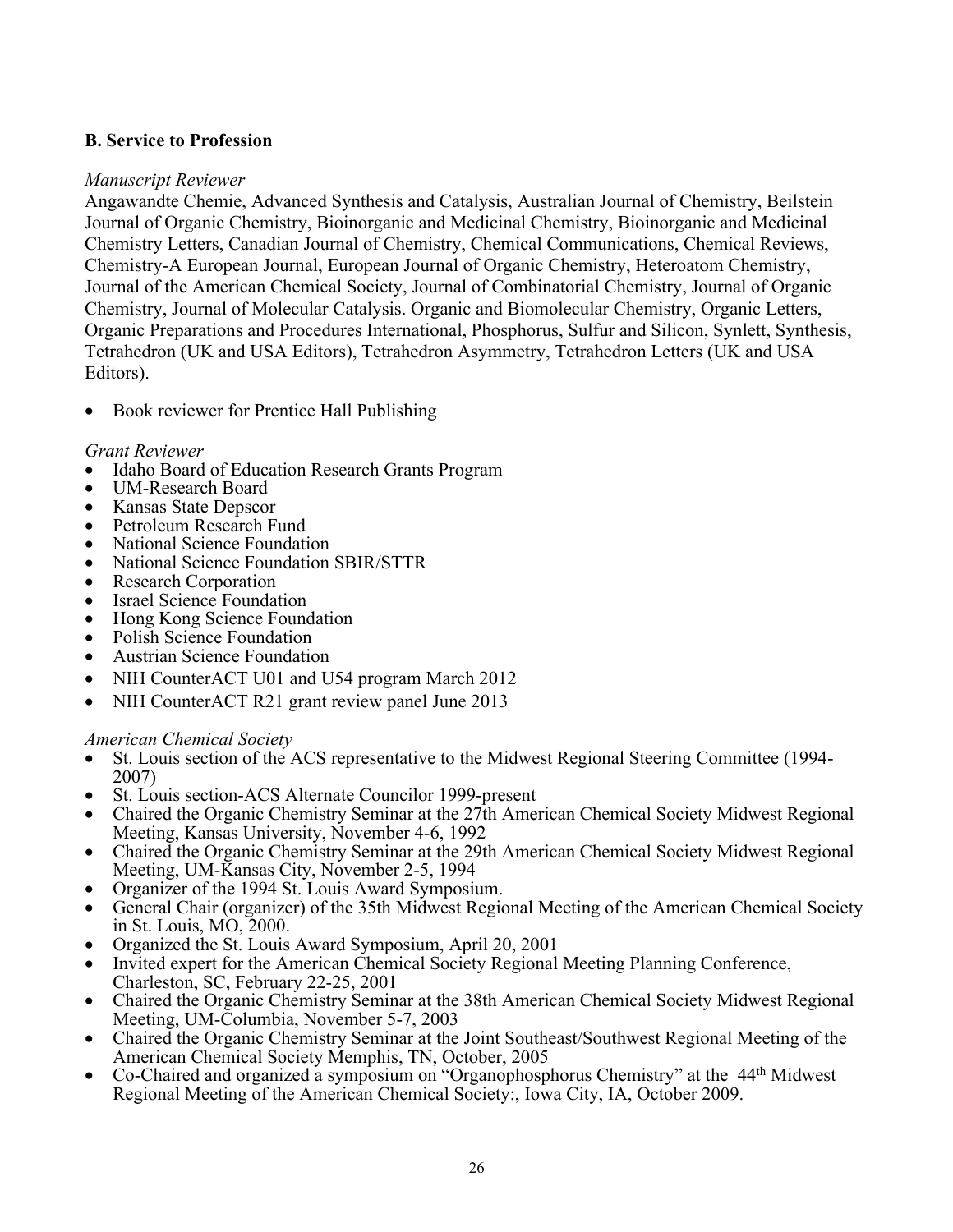## B. Service to Profession

*Manuscript Reviewer*

Angawandte Chemie, Advanced Synthesis and Catalysis, Australian Journal of Chemistry, Beilstein Journal of Organic Chemistry, Bioinorganic and Medicinal Chemistry, Bioinorganic and Medicinal Chemistry Letters, Canadian Journal of Chemistry, Chemical Communications, Chemical Reviews, Chemistry-A European Journal, European Journal of Organic Chemistry, Heteroatom Chemistry, Journal of the American Chemical Society, Journal of Combinatorial Chemistry, Journal of Organic Chemistry, Journal of Molecular Catalysis. Organic and Biomolecular Chemistry, Organic Letters, Organic Preparations and Procedures International, Phosphorus, Sulfur and Silicon, Synlett, Synthesis, Tetrahedron (UK and USA Editors), Tetrahedron Asymmetry, Tetrahedron Letters (UK and USA Editors).

- Book reviewer for Prentice Hall Publishing

*Grant Reviewer*

- Idaho Board of Education Research Grants Program
- UM-Research Board
- Kansas State Depscor
- Petroleum Research Fund
- National Science Foundation
- National Science Foundation SBIR/STTR
- Research Corporation
- Israel Science Foundation
- Hong Kong Science Foundation
- Polish Science Foundation
- Austrian Science Foundation
- NIH CounterACT U01 and U54 program March 2012
- NIH CounterACT R21 grant review panel June 2013

*American Chemical Society*

- St. Louis section of the ACS representative to the Midwest Regional Steering Committee (1994-2007)
- St. Louis section-ACS Alternate Councilor 1999-present
- Chaired the Organic Chemistry Seminar at the 27th American Chemical Society Midwest Regional Meeting, Kansas University, November 4-6, 1992
- Chaired the Organic Chemistry Seminar at the 29th American Chemical Society Midwest Regional Meeting, UM-Kansas City, November 2-5, 1994
- Organizer of the 1994 St. Louis Award Symposium.
- General Chair (organizer) of the 35th Midwest Regional Meeting of the American Chemical Society in St. Louis, MO, 2000.
- Organized the St. Louis Award Symposium, April 20, 2001
- Invited expert for the American Chemical Society Regional Meeting Planning Conference, Charleston, SC, February 22-25, 2001
- Chaired the Organic Chemistry Seminar at the 38th American Chemical Society Midwest Regional Meeting, UM-Columbia, November 5-7, 2003
- Chaired the Organic Chemistry Seminar at the Joint Southeast/Southwest Regional Meeting of the American Chemical Society Memphis, TN, October, 2005
- Co-Chaired and organized a symposium on "Organophosphorus Chemistry" at the 44th Midwest Regional Meeting of the American Chemical Society:, Iowa City, IA, October 2009.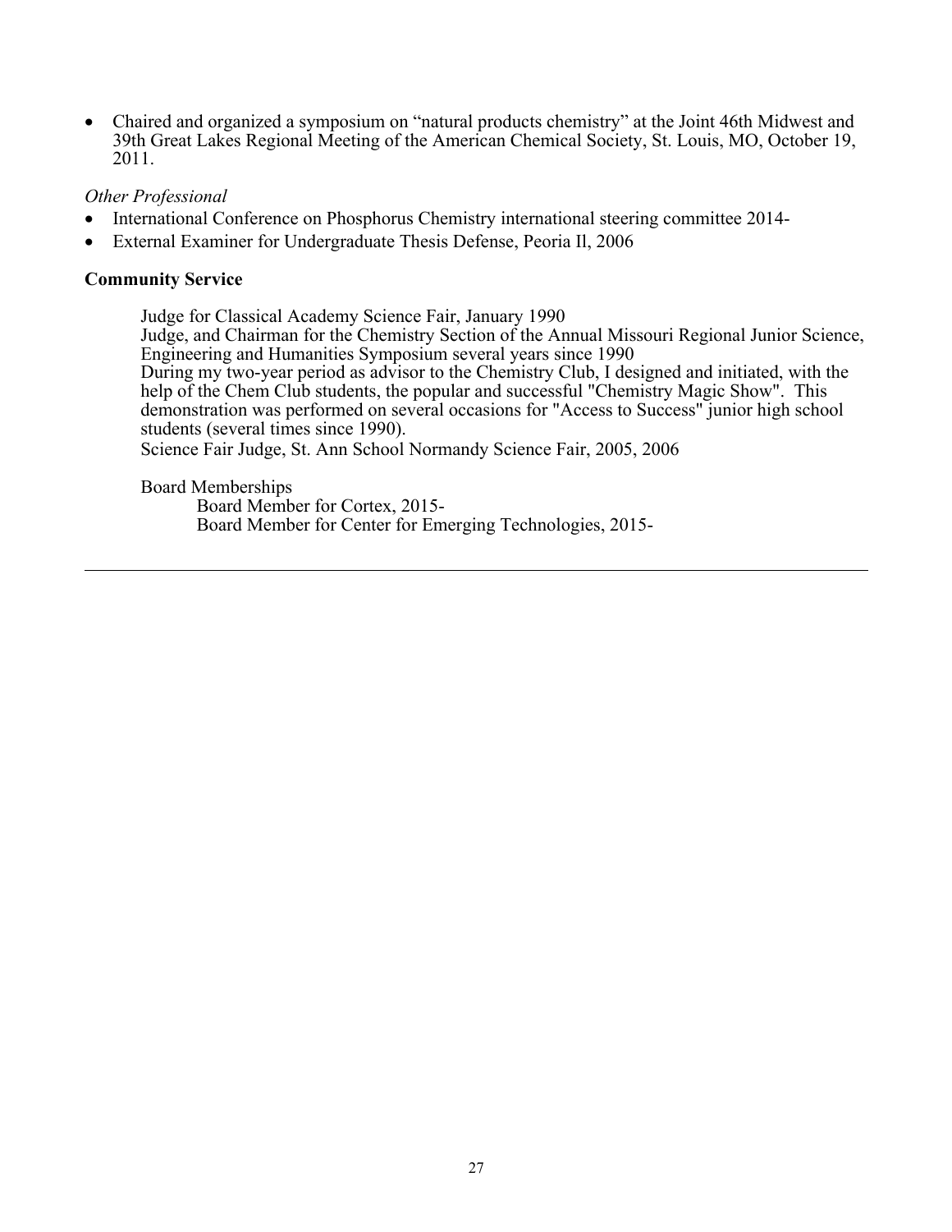- Chaired and organized a symposium on “natural products chemistry” at the Joint 46th Midwest and 39th Great Lakes Regional Meeting of the American Chemical Society, St. Louis, MO, October 19, 2011.

*Other Professional*

- International Conference on Phosphorus Chemistry international steering committee 2014-
- External Examiner for Undergraduate Thesis Defense, Peoria Il, 2006

**Community Service**

Judge for Classical Academy Science Fair, January 1990

Judge, and Chairman for the Chemistry Section of the Annual Missouri Regional Junior Science, Engineering and Humanities Symposium several years since 1990

During my two-year period as advisor to the Chemistry Club, I designed and initiated, with the help of the Chem Club students, the popular and successful "Chemistry Magic Show". This demonstration was performed on several occasions for "Access to Success" junior high school students (several times since 1990).

Science Fair Judge, St. Ann School Normandy Science Fair, 2005, 2006

Board Memberships

Board Member for Cortex, 2015-

Board Member for Center for Emerging Technologies, 2015-